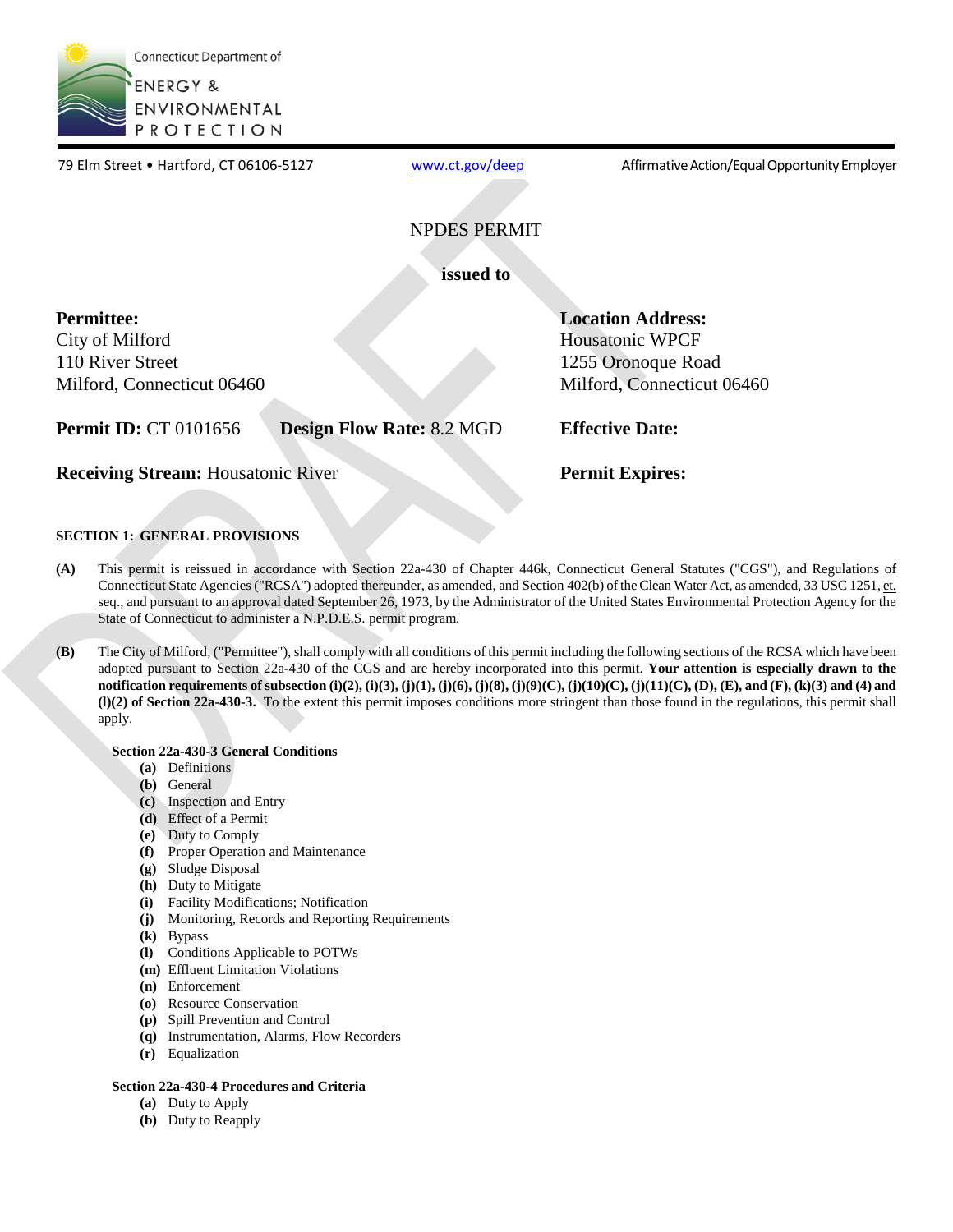Connecticut Department of ENERGY & ENVIRONMENTAL PROTECTION

79 Elm Street • Hartford, CT 06106-5127    www.ct.gov/deep    Affirmative Action/Equal Opportunity Employer

# NPDES PERMIT

**issued to**

**Permittee:**
City of Milford
110 River Street
Milford, Connecticut 06460

**Location Address:**
Housatonic WPCF
1255 Oronoque Road
Milford, Connecticut 06460

**Permit ID:** CT 0101656    **Design Flow Rate:** 8.2 MGD    **Effective Date:**

**Receiving Stream:** Housatonic River    **Permit Expires:**

## SECTION 1: GENERAL PROVISIONS

**(A)** This permit is reissued in accordance with Section 22a-430 of Chapter 446k, Connecticut General Statutes ("CGS"), and Regulations of Connecticut State Agencies ("RCSA") adopted thereunder, as amended, and Section 402(b) of the Clean Water Act, as amended, 33 USC 1251, et. seq., and pursuant to an approval dated September 26, 1973, by the Administrator of the United States Environmental Protection Agency for the State of Connecticut to administer a N.P.D.E.S. permit program.

**(B)** The City of Milford, ("Permittee"), shall comply with all conditions of this permit including the following sections of the RCSA which have been adopted pursuant to Section 22a-430 of the CGS and are hereby incorporated into this permit. **Your attention is especially drawn to the notification requirements of subsection (i)(2), (i)(3), (j)(1), (j)(6), (j)(8), (j)(9)(C), (j)(10)(C), (j)(11)(C), (D), (E), and (F), (k)(3) and (4) and (l)(2) of Section 22a-430-3.** To the extent this permit imposes conditions more stringent than those found in the regulations, this permit shall apply.

**Section 22a-430-3 General Conditions**

- **(a)** Definitions
- **(b)** General
- **(c)** Inspection and Entry
- **(d)** Effect of a Permit
- **(e)** Duty to Comply
- **(f)** Proper Operation and Maintenance
- **(g)** Sludge Disposal
- **(h)** Duty to Mitigate
- **(i)** Facility Modifications; Notification
- **(j)** Monitoring, Records and Reporting Requirements
- **(k)** Bypass
- **(l)** Conditions Applicable to POTWs
- **(m)** Effluent Limitation Violations
- **(n)** Enforcement
- **(o)** Resource Conservation
- **(p)** Spill Prevention and Control
- **(q)** Instrumentation, Alarms, Flow Recorders
- **(r)** Equalization

**Section 22a-430-4 Procedures and Criteria**

- **(a)** Duty to Apply
- **(b)** Duty to Reapply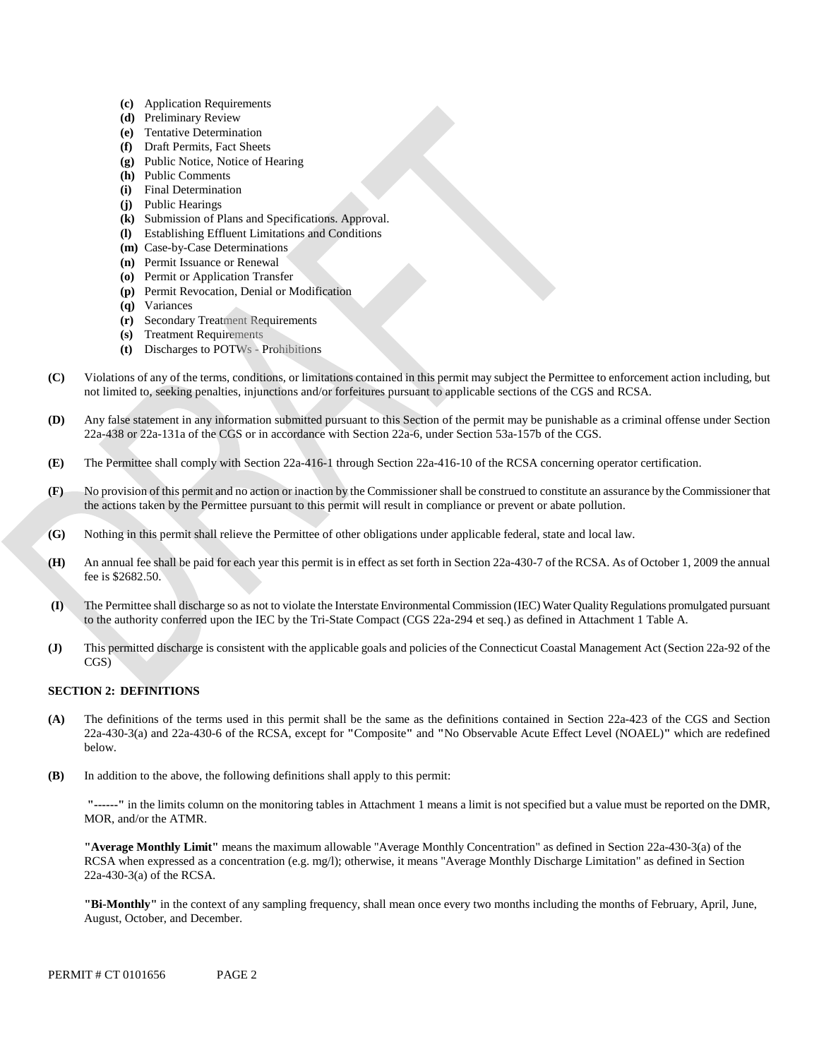- **(c)** Application Requirements
- **(d)** Preliminary Review
- **(e)** Tentative Determination
- **(f)** Draft Permits, Fact Sheets
- **(g)** Public Notice, Notice of Hearing
- **(h)** Public Comments
- **(i)** Final Determination
- **(j)** Public Hearings
- **(k)** Submission of Plans and Specifications. Approval.
- **(l)** Establishing Effluent Limitations and Conditions
- **(m)** Case-by-Case Determinations
- **(n)** Permit Issuance or Renewal
- **(o)** Permit or Application Transfer
- **(p)** Permit Revocation, Denial or Modification
- **(q)** Variances
- **(r)** Secondary Treatment Requirements
- **(s)** Treatment Requirements
- **(t)** Discharges to POTWs - Prohibitions

**(C)** Violations of any of the terms, conditions, or limitations contained in this permit may subject the Permittee to enforcement action including, but not limited to, seeking penalties, injunctions and/or forfeitures pursuant to applicable sections of the CGS and RCSA.

**(D)** Any false statement in any information submitted pursuant to this Section of the permit may be punishable as a criminal offense under Section 22a-438 or 22a-131a of the CGS or in accordance with Section 22a-6, under Section 53a-157b of the CGS.

**(E)** The Permittee shall comply with Section 22a-416-1 through Section 22a-416-10 of the RCSA concerning operator certification.

**(F)** No provision of this permit and no action or inaction by the Commissioner shall be construed to constitute an assurance by the Commissioner that the actions taken by the Permittee pursuant to this permit will result in compliance or prevent or abate pollution.

**(G)** Nothing in this permit shall relieve the Permittee of other obligations under applicable federal, state and local law.

**(H)** An annual fee shall be paid for each year this permit is in effect as set forth in Section 22a-430-7 of the RCSA. As of October 1, 2009 the annual fee is $2682.50.

**(I)** The Permittee shall discharge so as not to violate the Interstate Environmental Commission (IEC) Water Quality Regulations promulgated pursuant to the authority conferred upon the IEC by the Tri-State Compact (CGS 22a-294 et seq.) as defined in Attachment 1 Table A.

**(J)** This permitted discharge is consistent with the applicable goals and policies of the Connecticut Coastal Management Act (Section 22a-92 of the CGS)

## SECTION 2: DEFINITIONS

**(A)** The definitions of the terms used in this permit shall be the same as the definitions contained in Section 22a-423 of the CGS and Section 22a-430-3(a) and 22a-430-6 of the RCSA, except for **"**Composite**"** and **"**No Observable Acute Effect Level (NOAEL)**"** which are redefined below.

**(B)** In addition to the above, the following definitions shall apply to this permit:

**"------"** in the limits column on the monitoring tables in Attachment 1 means a limit is not specified but a value must be reported on the DMR, MOR, and/or the ATMR.

**"Average Monthly Limit"** means the maximum allowable "Average Monthly Concentration" as defined in Section 22a-430-3(a) of the RCSA when expressed as a concentration (e.g. mg/l); otherwise, it means "Average Monthly Discharge Limitation" as defined in Section 22a-430-3(a) of the RCSA.

**"Bi-Monthly"** in the context of any sampling frequency, shall mean once every two months including the months of February, April, June, August, October, and December.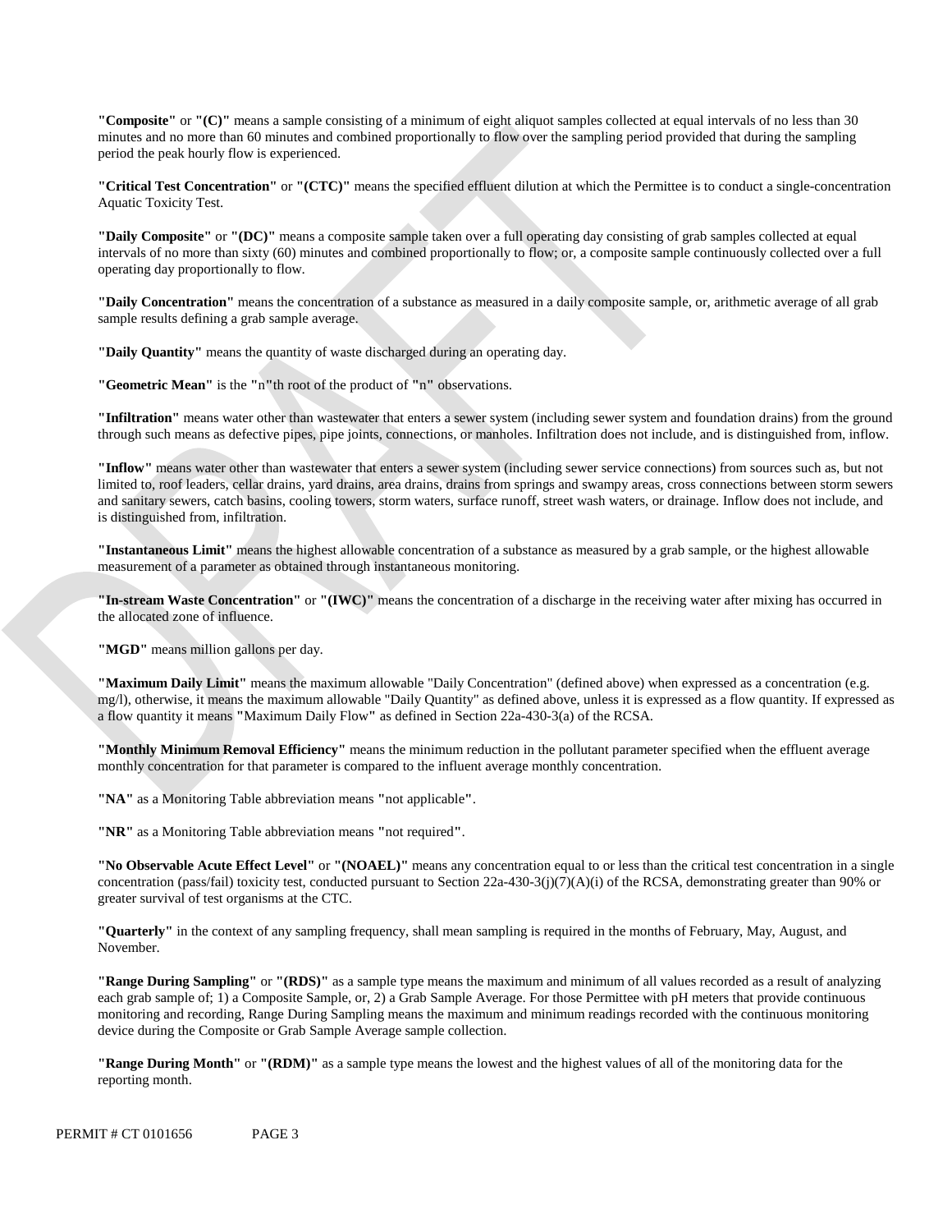**"Composite"** or **"(C)"** means a sample consisting of a minimum of eight aliquot samples collected at equal intervals of no less than 30 minutes and no more than 60 minutes and combined proportionally to flow over the sampling period provided that during the sampling period the peak hourly flow is experienced.

**"Critical Test Concentration"** or **"(CTC)"** means the specified effluent dilution at which the Permittee is to conduct a single-concentration Aquatic Toxicity Test.

**"Daily Composite"** or **"(DC)"** means a composite sample taken over a full operating day consisting of grab samples collected at equal intervals of no more than sixty (60) minutes and combined proportionally to flow; or, a composite sample continuously collected over a full operating day proportionally to flow.

**"Daily Concentration"** means the concentration of a substance as measured in a daily composite sample, or, arithmetic average of all grab sample results defining a grab sample average.

**"Daily Quantity"** means the quantity of waste discharged during an operating day.

**"Geometric Mean"** is the **"n"**th root of the product of **"n"** observations.

**"Infiltration"** means water other than wastewater that enters a sewer system (including sewer system and foundation drains) from the ground through such means as defective pipes, pipe joints, connections, or manholes. Infiltration does not include, and is distinguished from, inflow.

**"Inflow"** means water other than wastewater that enters a sewer system (including sewer service connections) from sources such as, but not limited to, roof leaders, cellar drains, yard drains, area drains, drains from springs and swampy areas, cross connections between storm sewers and sanitary sewers, catch basins, cooling towers, storm waters, surface runoff, street wash waters, or drainage. Inflow does not include, and is distinguished from, infiltration.

**"Instantaneous Limit"** means the highest allowable concentration of a substance as measured by a grab sample, or the highest allowable measurement of a parameter as obtained through instantaneous monitoring.

**"In-stream Waste Concentration"** or **"(IWC)"** means the concentration of a discharge in the receiving water after mixing has occurred in the allocated zone of influence.

**"MGD"** means million gallons per day.

**"Maximum Daily Limit"** means the maximum allowable "Daily Concentration" (defined above) when expressed as a concentration (e.g. mg/l), otherwise, it means the maximum allowable "Daily Quantity" as defined above, unless it is expressed as a flow quantity. If expressed as a flow quantity it means **"**Maximum Daily Flow**"** as defined in Section 22a-430-3(a) of the RCSA.

**"Monthly Minimum Removal Efficiency"** means the minimum reduction in the pollutant parameter specified when the effluent average monthly concentration for that parameter is compared to the influent average monthly concentration.

**"NA"** as a Monitoring Table abbreviation means **"**not applicable**"**.

**"NR"** as a Monitoring Table abbreviation means **"**not required**"**.

**"No Observable Acute Effect Level"** or **"(NOAEL)"** means any concentration equal to or less than the critical test concentration in a single concentration (pass/fail) toxicity test, conducted pursuant to Section 22a-430-3(j)(7)(A)(i) of the RCSA, demonstrating greater than 90% or greater survival of test organisms at the CTC.

**"Quarterly"** in the context of any sampling frequency, shall mean sampling is required in the months of February, May, August, and November.

**"Range During Sampling"** or **"(RDS)"** as a sample type means the maximum and minimum of all values recorded as a result of analyzing each grab sample of; 1) a Composite Sample, or, 2) a Grab Sample Average. For those Permittee with pH meters that provide continuous monitoring and recording, Range During Sampling means the maximum and minimum readings recorded with the continuous monitoring device during the Composite or Grab Sample Average sample collection.

**"Range During Month"** or **"(RDM)"** as a sample type means the lowest and the highest values of all of the monitoring data for the reporting month.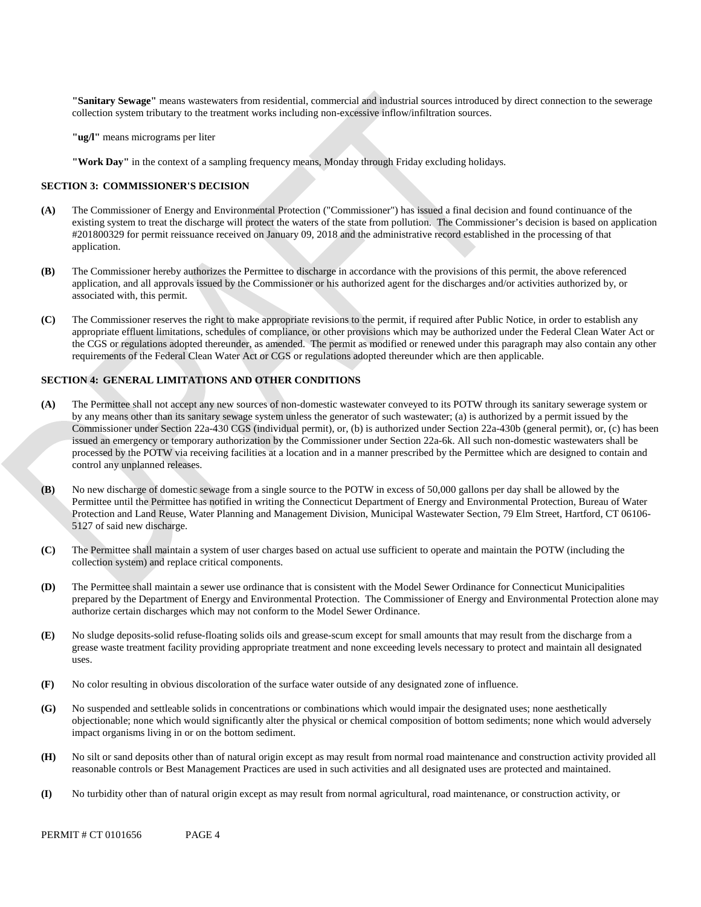**"Sanitary Sewage"** means wastewaters from residential, commercial and industrial sources introduced by direct connection to the sewerage collection system tributary to the treatment works including non-excessive inflow/infiltration sources.

**"ug/l"** means micrograms per liter

**"Work Day"** in the context of a sampling frequency means, Monday through Friday excluding holidays.

## SECTION 3: COMMISSIONER'S DECISION

**(A)** The Commissioner of Energy and Environmental Protection ("Commissioner") has issued a final decision and found continuance of the existing system to treat the discharge will protect the waters of the state from pollution. The Commissioner's decision is based on application #201800329 for permit reissuance received on January 09, 2018 and the administrative record established in the processing of that application.

**(B)** The Commissioner hereby authorizes the Permittee to discharge in accordance with the provisions of this permit, the above referenced application, and all approvals issued by the Commissioner or his authorized agent for the discharges and/or activities authorized by, or associated with, this permit.

**(C)** The Commissioner reserves the right to make appropriate revisions to the permit, if required after Public Notice, in order to establish any appropriate effluent limitations, schedules of compliance, or other provisions which may be authorized under the Federal Clean Water Act or the CGS or regulations adopted thereunder, as amended. The permit as modified or renewed under this paragraph may also contain any other requirements of the Federal Clean Water Act or CGS or regulations adopted thereunder which are then applicable.

## SECTION 4: GENERAL LIMITATIONS AND OTHER CONDITIONS

**(A)** The Permittee shall not accept any new sources of non-domestic wastewater conveyed to its POTW through its sanitary sewerage system or by any means other than its sanitary sewage system unless the generator of such wastewater; (a) is authorized by a permit issued by the Commissioner under Section 22a-430 CGS (individual permit), or, (b) is authorized under Section 22a-430b (general permit), or, (c) has been issued an emergency or temporary authorization by the Commissioner under Section 22a-6k. All such non-domestic wastewaters shall be processed by the POTW via receiving facilities at a location and in a manner prescribed by the Permittee which are designed to contain and control any unplanned releases.

**(B)** No new discharge of domestic sewage from a single source to the POTW in excess of 50,000 gallons per day shall be allowed by the Permittee until the Permittee has notified in writing the Connecticut Department of Energy and Environmental Protection, Bureau of Water Protection and Land Reuse, Water Planning and Management Division, Municipal Wastewater Section, 79 Elm Street, Hartford, CT 06106-5127 of said new discharge.

**(C)** The Permittee shall maintain a system of user charges based on actual use sufficient to operate and maintain the POTW (including the collection system) and replace critical components.

**(D)** The Permittee shall maintain a sewer use ordinance that is consistent with the Model Sewer Ordinance for Connecticut Municipalities prepared by the Department of Energy and Environmental Protection. The Commissioner of Energy and Environmental Protection alone may authorize certain discharges which may not conform to the Model Sewer Ordinance.

**(E)** No sludge deposits-solid refuse-floating solids oils and grease-scum except for small amounts that may result from the discharge from a grease waste treatment facility providing appropriate treatment and none exceeding levels necessary to protect and maintain all designated uses.

**(F)** No color resulting in obvious discoloration of the surface water outside of any designated zone of influence.

**(G)** No suspended and settleable solids in concentrations or combinations which would impair the designated uses; none aesthetically objectionable; none which would significantly alter the physical or chemical composition of bottom sediments; none which would adversely impact organisms living in or on the bottom sediment.

**(H)** No silt or sand deposits other than of natural origin except as may result from normal road maintenance and construction activity provided all reasonable controls or Best Management Practices are used in such activities and all designated uses are protected and maintained.

**(I)** No turbidity other than of natural origin except as may result from normal agricultural, road maintenance, or construction activity, or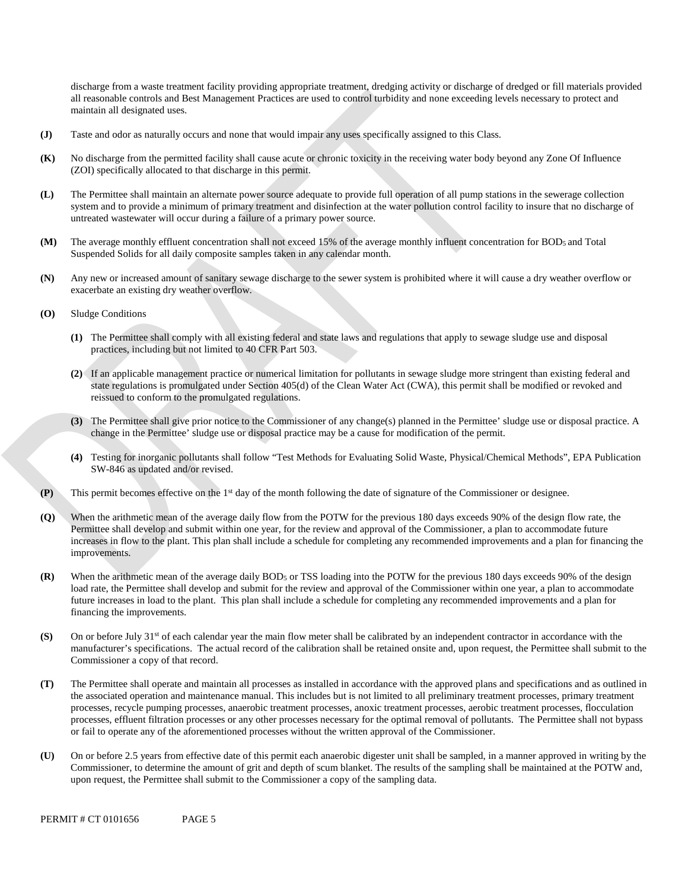discharge from a waste treatment facility providing appropriate treatment, dredging activity or discharge of dredged or fill materials provided all reasonable controls and Best Management Practices are used to control turbidity and none exceeding levels necessary to protect and maintain all designated uses.

**(J)** Taste and odor as naturally occurs and none that would impair any uses specifically assigned to this Class.

**(K)** No discharge from the permitted facility shall cause acute or chronic toxicity in the receiving water body beyond any Zone Of Influence (ZOI) specifically allocated to that discharge in this permit.

**(L)** The Permittee shall maintain an alternate power source adequate to provide full operation of all pump stations in the sewerage collection system and to provide a minimum of primary treatment and disinfection at the water pollution control facility to insure that no discharge of untreated wastewater will occur during a failure of a primary power source.

**(M)** The average monthly effluent concentration shall not exceed 15% of the average monthly influent concentration for $BOD_5$ and Total Suspended Solids for all daily composite samples taken in any calendar month.

**(N)** Any new or increased amount of sanitary sewage discharge to the sewer system is prohibited where it will cause a dry weather overflow or exacerbate an existing dry weather overflow.

**(O)** Sludge Conditions

**(1)** The Permittee shall comply with all existing federal and state laws and regulations that apply to sewage sludge use and disposal practices, including but not limited to 40 CFR Part 503.

**(2)** If an applicable management practice or numerical limitation for pollutants in sewage sludge more stringent than existing federal and state regulations is promulgated under Section 405(d) of the Clean Water Act (CWA), this permit shall be modified or revoked and reissued to conform to the promulgated regulations.

**(3)** The Permittee shall give prior notice to the Commissioner of any change(s) planned in the Permittee' sludge use or disposal practice. A change in the Permittee' sludge use or disposal practice may be a cause for modification of the permit.

**(4)** Testing for inorganic pollutants shall follow "Test Methods for Evaluating Solid Waste, Physical/Chemical Methods", EPA Publication SW-846 as updated and/or revised.

**(P)** This permit becomes effective on the 1st day of the month following the date of signature of the Commissioner or designee.

**(Q)** When the arithmetic mean of the average daily flow from the POTW for the previous 180 days exceeds 90% of the design flow rate, the Permittee shall develop and submit within one year, for the review and approval of the Commissioner, a plan to accommodate future increases in flow to the plant. This plan shall include a schedule for completing any recommended improvements and a plan for financing the improvements.

**(R)** When the arithmetic mean of the average daily $BOD_5$ or TSS loading into the POTW for the previous 180 days exceeds 90% of the design load rate, the Permittee shall develop and submit for the review and approval of the Commissioner within one year, a plan to accommodate future increases in load to the plant. This plan shall include a schedule for completing any recommended improvements and a plan for financing the improvements.

**(S)** On or before July 31st of each calendar year the main flow meter shall be calibrated by an independent contractor in accordance with the manufacturer's specifications. The actual record of the calibration shall be retained onsite and, upon request, the Permittee shall submit to the Commissioner a copy of that record.

**(T)** The Permittee shall operate and maintain all processes as installed in accordance with the approved plans and specifications and as outlined in the associated operation and maintenance manual. This includes but is not limited to all preliminary treatment processes, primary treatment processes, recycle pumping processes, anaerobic treatment processes, anoxic treatment processes, aerobic treatment processes, flocculation processes, effluent filtration processes or any other processes necessary for the optimal removal of pollutants. The Permittee shall not bypass or fail to operate any of the aforementioned processes without the written approval of the Commissioner.

**(U)** On or before 2.5 years from effective date of this permit each anaerobic digester unit shall be sampled, in a manner approved in writing by the Commissioner, to determine the amount of grit and depth of scum blanket. The results of the sampling shall be maintained at the POTW and, upon request, the Permittee shall submit to the Commissioner a copy of the sampling data.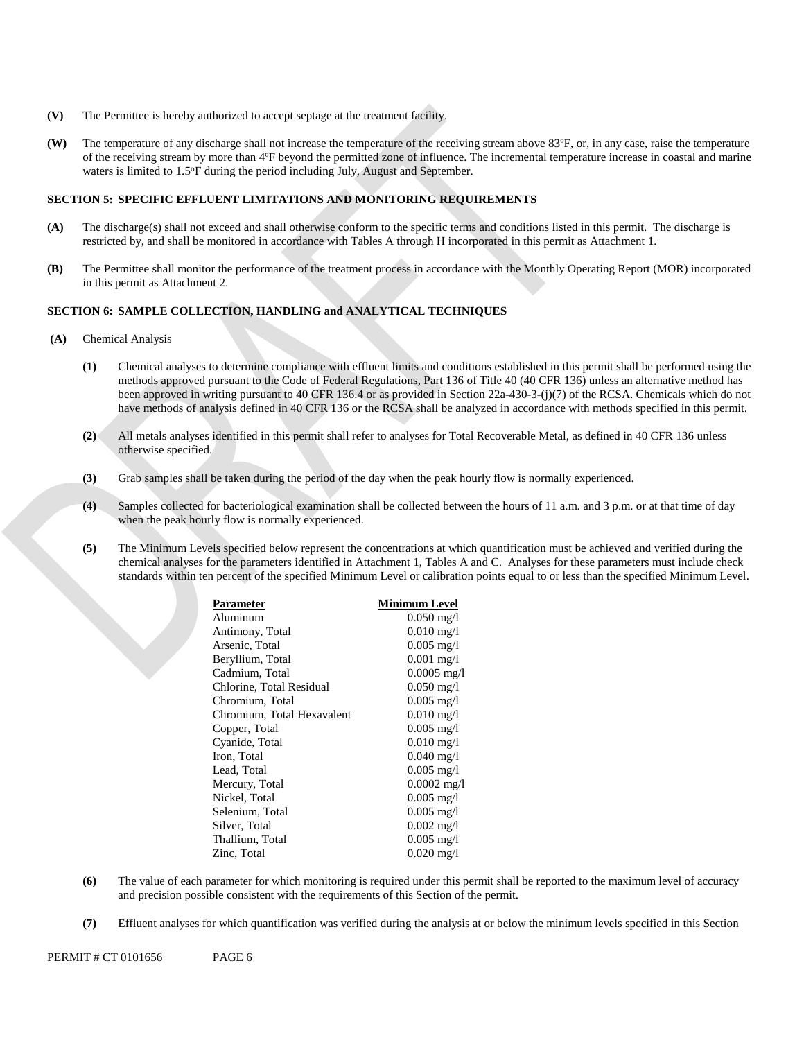**(V)** The Permittee is hereby authorized to accept septage at the treatment facility.

**(W)** The temperature of any discharge shall not increase the temperature of the receiving stream above 83ºF, or, in any case, raise the temperature of the receiving stream by more than 4ºF beyond the permitted zone of influence. The incremental temperature increase in coastal and marine waters is limited to 1.5ºF during the period including July, August and September.

**SECTION 5: SPECIFIC EFFLUENT LIMITATIONS AND MONITORING REQUIREMENTS**

**(A)** The discharge(s) shall not exceed and shall otherwise conform to the specific terms and conditions listed in this permit. The discharge is restricted by, and shall be monitored in accordance with Tables A through H incorporated in this permit as Attachment 1.

**(B)** The Permittee shall monitor the performance of the treatment process in accordance with the Monthly Operating Report (MOR) incorporated in this permit as Attachment 2.

**SECTION 6: SAMPLE COLLECTION, HANDLING and ANALYTICAL TECHNIQUES**

**(A)** Chemical Analysis

**(1)** Chemical analyses to determine compliance with effluent limits and conditions established in this permit shall be performed using the methods approved pursuant to the Code of Federal Regulations, Part 136 of Title 40 (40 CFR 136) unless an alternative method has been approved in writing pursuant to 40 CFR 136.4 or as provided in Section 22a-430-3-(j)(7) of the RCSA. Chemicals which do not have methods of analysis defined in 40 CFR 136 or the RCSA shall be analyzed in accordance with methods specified in this permit.

**(2)** All metals analyses identified in this permit shall refer to analyses for Total Recoverable Metal, as defined in 40 CFR 136 unless otherwise specified.

**(3)** Grab samples shall be taken during the period of the day when the peak hourly flow is normally experienced.

**(4)** Samples collected for bacteriological examination shall be collected between the hours of 11 a.m. and 3 p.m. or at that time of day when the peak hourly flow is normally experienced.

**(5)** The Minimum Levels specified below represent the concentrations at which quantification must be achieved and verified during the chemical analyses for the parameters identified in Attachment 1, Tables A and C. Analyses for these parameters must include check standards within ten percent of the specified Minimum Level or calibration points equal to or less than the specified Minimum Level.

| Parameter | Minimum Level |
|---|---|
| Aluminum | 0.050 mg/l |
| Antimony, Total | 0.010 mg/l |
| Arsenic, Total | 0.005 mg/l |
| Beryllium, Total | 0.001 mg/l |
| Cadmium, Total | 0.0005 mg/l |
| Chlorine, Total Residual | 0.050 mg/l |
| Chromium, Total | 0.005 mg/l |
| Chromium, Total Hexavalent | 0.010 mg/l |
| Copper, Total | 0.005 mg/l |
| Cyanide, Total | 0.010 mg/l |
| Iron, Total | 0.040 mg/l |
| Lead, Total | 0.005 mg/l |
| Mercury, Total | 0.0002 mg/l |
| Nickel, Total | 0.005 mg/l |
| Selenium, Total | 0.005 mg/l |
| Silver, Total | 0.002 mg/l |
| Thallium, Total | 0.005 mg/l |
| Zinc, Total | 0.020 mg/l |

**(6)** The value of each parameter for which monitoring is required under this permit shall be reported to the maximum level of accuracy and precision possible consistent with the requirements of this Section of the permit.

**(7)** Effluent analyses for which quantification was verified during the analysis at or below the minimum levels specified in this Section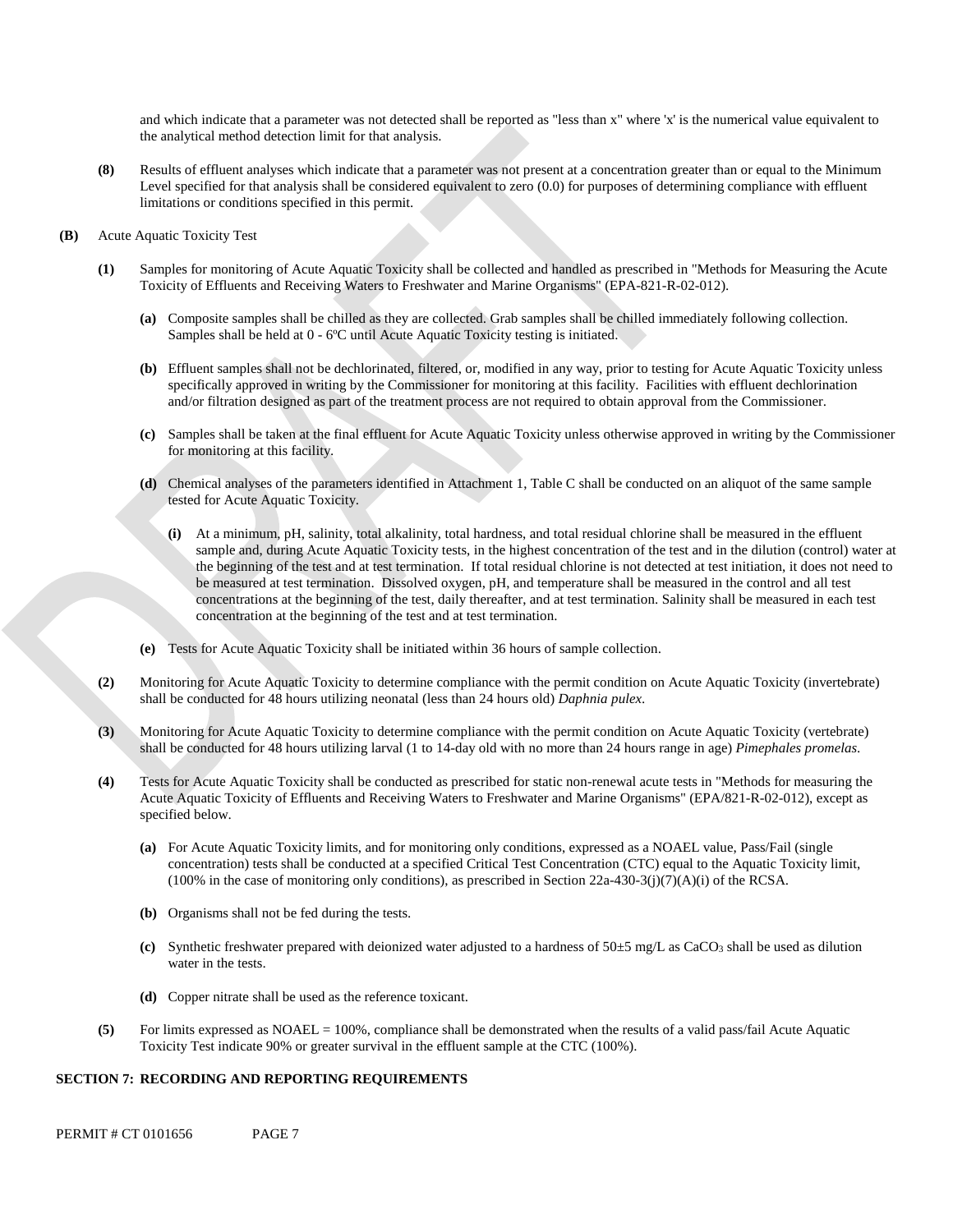and which indicate that a parameter was not detected shall be reported as "less than x" where 'x' is the numerical value equivalent to the analytical method detection limit for that analysis.

**(8)** Results of effluent analyses which indicate that a parameter was not present at a concentration greater than or equal to the Minimum Level specified for that analysis shall be considered equivalent to zero (0.0) for purposes of determining compliance with effluent limitations or conditions specified in this permit.

**(B)** Acute Aquatic Toxicity Test

**(1)** Samples for monitoring of Acute Aquatic Toxicity shall be collected and handled as prescribed in "Methods for Measuring the Acute Toxicity of Effluents and Receiving Waters to Freshwater and Marine Organisms" (EPA-821-R-02-012).

**(a)** Composite samples shall be chilled as they are collected. Grab samples shall be chilled immediately following collection. Samples shall be held at 0 - 6ºC until Acute Aquatic Toxicity testing is initiated.

**(b)** Effluent samples shall not be dechlorinated, filtered, or, modified in any way, prior to testing for Acute Aquatic Toxicity unless specifically approved in writing by the Commissioner for monitoring at this facility. Facilities with effluent dechlorination and/or filtration designed as part of the treatment process are not required to obtain approval from the Commissioner.

**(c)** Samples shall be taken at the final effluent for Acute Aquatic Toxicity unless otherwise approved in writing by the Commissioner for monitoring at this facility.

**(d)** Chemical analyses of the parameters identified in Attachment 1, Table C shall be conducted on an aliquot of the same sample tested for Acute Aquatic Toxicity.

**(i)** At a minimum, pH, salinity, total alkalinity, total hardness, and total residual chlorine shall be measured in the effluent sample and, during Acute Aquatic Toxicity tests, in the highest concentration of the test and in the dilution (control) water at the beginning of the test and at test termination. If total residual chlorine is not detected at test initiation, it does not need to be measured at test termination. Dissolved oxygen, pH, and temperature shall be measured in the control and all test concentrations at the beginning of the test, daily thereafter, and at test termination. Salinity shall be measured in each test concentration at the beginning of the test and at test termination.

**(e)** Tests for Acute Aquatic Toxicity shall be initiated within 36 hours of sample collection.

**(2)** Monitoring for Acute Aquatic Toxicity to determine compliance with the permit condition on Acute Aquatic Toxicity (invertebrate) shall be conducted for 48 hours utilizing neonatal (less than 24 hours old) *Daphnia pulex*.

**(3)** Monitoring for Acute Aquatic Toxicity to determine compliance with the permit condition on Acute Aquatic Toxicity (vertebrate) shall be conducted for 48 hours utilizing larval (1 to 14-day old with no more than 24 hours range in age) *Pimephales promelas*.

**(4)** Tests for Acute Aquatic Toxicity shall be conducted as prescribed for static non-renewal acute tests in "Methods for measuring the Acute Aquatic Toxicity of Effluents and Receiving Waters to Freshwater and Marine Organisms" (EPA/821-R-02-012), except as specified below.

**(a)** For Acute Aquatic Toxicity limits, and for monitoring only conditions, expressed as a NOAEL value, Pass/Fail (single concentration) tests shall be conducted at a specified Critical Test Concentration (CTC) equal to the Aquatic Toxicity limit, (100% in the case of monitoring only conditions), as prescribed in Section 22a-430-3(j)(7)(A)(i) of the RCSA.

**(b)** Organisms shall not be fed during the tests.

**(c)** Synthetic freshwater prepared with deionized water adjusted to a hardness of 50±5 mg/L as $CaCO_3$ shall be used as dilution water in the tests.

**(d)** Copper nitrate shall be used as the reference toxicant.

**(5)** For limits expressed as NOAEL = 100%, compliance shall be demonstrated when the results of a valid pass/fail Acute Aquatic Toxicity Test indicate 90% or greater survival in the effluent sample at the CTC (100%).

## SECTION 7: RECORDING AND REPORTING REQUIREMENTS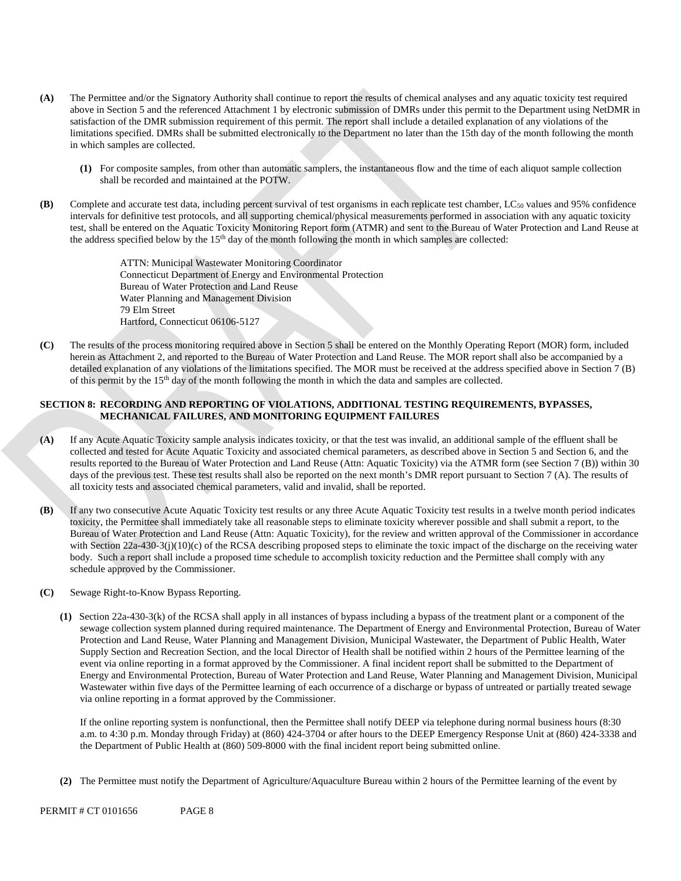**(A)** The Permittee and/or the Signatory Authority shall continue to report the results of chemical analyses and any aquatic toxicity test required above in Section 5 and the referenced Attachment 1 by electronic submission of DMRs under this permit to the Department using NetDMR in satisfaction of the DMR submission requirement of this permit. The report shall include a detailed explanation of any violations of the limitations specified. DMRs shall be submitted electronically to the Department no later than the 15th day of the month following the month in which samples are collected.

> **(1)** For composite samples, from other than automatic samplers, the instantaneous flow and the time of each aliquot sample collection shall be recorded and maintained at the POTW.

**(B)** Complete and accurate test data, including percent survival of test organisms in each replicate test chamber, $LC_{50}$ values and 95% confidence intervals for definitive test protocols, and all supporting chemical/physical measurements performed in association with any aquatic toxicity test, shall be entered on the Aquatic Toxicity Monitoring Report form (ATMR) and sent to the Bureau of Water Protection and Land Reuse at the address specified below by the 15th day of the month following the month in which samples are collected:

> ATTN: Municipal Wastewater Monitoring Coordinator
> Connecticut Department of Energy and Environmental Protection
> Bureau of Water Protection and Land Reuse
> Water Planning and Management Division
> 79 Elm Street
> Hartford, Connecticut 06106-5127

**(C)** The results of the process monitoring required above in Section 5 shall be entered on the Monthly Operating Report (MOR) form, included herein as Attachment 2, and reported to the Bureau of Water Protection and Land Reuse. The MOR report shall also be accompanied by a detailed explanation of any violations of the limitations specified. The MOR must be received at the address specified above in Section 7 (B) of this permit by the 15th day of the month following the month in which the data and samples are collected.

## SECTION 8: RECORDING AND REPORTING OF VIOLATIONS, ADDITIONAL TESTING REQUIREMENTS, BYPASSES, MECHANICAL FAILURES, AND MONITORING EQUIPMENT FAILURES

**(A)** If any Acute Aquatic Toxicity sample analysis indicates toxicity, or that the test was invalid, an additional sample of the effluent shall be collected and tested for Acute Aquatic Toxicity and associated chemical parameters, as described above in Section 5 and Section 6, and the results reported to the Bureau of Water Protection and Land Reuse (Attn: Aquatic Toxicity) via the ATMR form (see Section 7 (B)) within 30 days of the previous test. These test results shall also be reported on the next month's DMR report pursuant to Section 7 (A). The results of all toxicity tests and associated chemical parameters, valid and invalid, shall be reported.

**(B)** If any two consecutive Acute Aquatic Toxicity test results or any three Acute Aquatic Toxicity test results in a twelve month period indicates toxicity, the Permittee shall immediately take all reasonable steps to eliminate toxicity wherever possible and shall submit a report, to the Bureau of Water Protection and Land Reuse (Attn: Aquatic Toxicity), for the review and written approval of the Commissioner in accordance with Section 22a-430-3(j)(10)(c) of the RCSA describing proposed steps to eliminate the toxic impact of the discharge on the receiving water body. Such a report shall include a proposed time schedule to accomplish toxicity reduction and the Permittee shall comply with any schedule approved by the Commissioner.

**(C)** Sewage Right-to-Know Bypass Reporting.

> **(1)** Section 22a-430-3(k) of the RCSA shall apply in all instances of bypass including a bypass of the treatment plant or a component of the sewage collection system planned during required maintenance. The Department of Energy and Environmental Protection, Bureau of Water Protection and Land Reuse, Water Planning and Management Division, Municipal Wastewater, the Department of Public Health, Water Supply Section and Recreation Section, and the local Director of Health shall be notified within 2 hours of the Permittee learning of the event via online reporting in a format approved by the Commissioner. A final incident report shall be submitted to the Department of Energy and Environmental Protection, Bureau of Water Protection and Land Reuse, Water Planning and Management Division, Municipal Wastewater within five days of the Permittee learning of each occurrence of a discharge or bypass of untreated or partially treated sewage via online reporting in a format approved by the Commissioner.
>
> If the online reporting system is nonfunctional, then the Permittee shall notify DEEP via telephone during normal business hours (8:30 a.m. to 4:30 p.m. Monday through Friday) at (860) 424-3704 or after hours to the DEEP Emergency Response Unit at (860) 424-3338 and the Department of Public Health at (860) 509-8000 with the final incident report being submitted online.
>
> **(2)** The Permittee must notify the Department of Agriculture/Aquaculture Bureau within 2 hours of the Permittee learning of the event by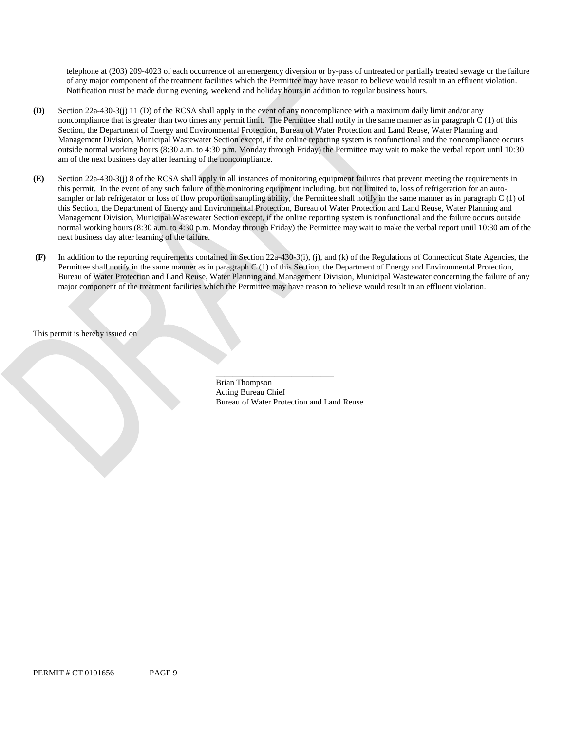telephone at (203) 209-4023 of each occurrence of an emergency diversion or by-pass of untreated or partially treated sewage or the failure of any major component of the treatment facilities which the Permittee may have reason to believe would result in an effluent violation. Notification must be made during evening, weekend and holiday hours in addition to regular business hours.

**(D)** Section 22a-430-3(j) 11 (D) of the RCSA shall apply in the event of any noncompliance with a maximum daily limit and/or any noncompliance that is greater than two times any permit limit. The Permittee shall notify in the same manner as in paragraph C (1) of this Section, the Department of Energy and Environmental Protection, Bureau of Water Protection and Land Reuse, Water Planning and Management Division, Municipal Wastewater Section except, if the online reporting system is nonfunctional and the noncompliance occurs outside normal working hours (8:30 a.m. to 4:30 p.m. Monday through Friday) the Permittee may wait to make the verbal report until 10:30 am of the next business day after learning of the noncompliance.

**(E)** Section 22a-430-3(j) 8 of the RCSA shall apply in all instances of monitoring equipment failures that prevent meeting the requirements in this permit. In the event of any such failure of the monitoring equipment including, but not limited to, loss of refrigeration for an auto-sampler or lab refrigerator or loss of flow proportion sampling ability, the Permittee shall notify in the same manner as in paragraph C (1) of this Section, the Department of Energy and Environmental Protection, Bureau of Water Protection and Land Reuse, Water Planning and Management Division, Municipal Wastewater Section except, if the online reporting system is nonfunctional and the failure occurs outside normal working hours (8:30 a.m. to 4:30 p.m. Monday through Friday) the Permittee may wait to make the verbal report until 10:30 am of the next business day after learning of the failure.

**(F)** In addition to the reporting requirements contained in Section 22a-430-3(i), (j), and (k) of the Regulations of Connecticut State Agencies, the Permittee shall notify in the same manner as in paragraph C (1) of this Section, the Department of Energy and Environmental Protection, Bureau of Water Protection and Land Reuse, Water Planning and Management Division, Municipal Wastewater concerning the failure of any major component of the treatment facilities which the Permittee may have reason to believe would result in an effluent violation.

This permit is hereby issued on

\_\_\_\_\_\_\_\_\_\_\_\_\_\_\_\_\_\_\_\_\_\_\_\_\_\_\_\_
Brian Thompson
Acting Bureau Chief
Bureau of Water Protection and Land Reuse

PERMIT # CT 0101656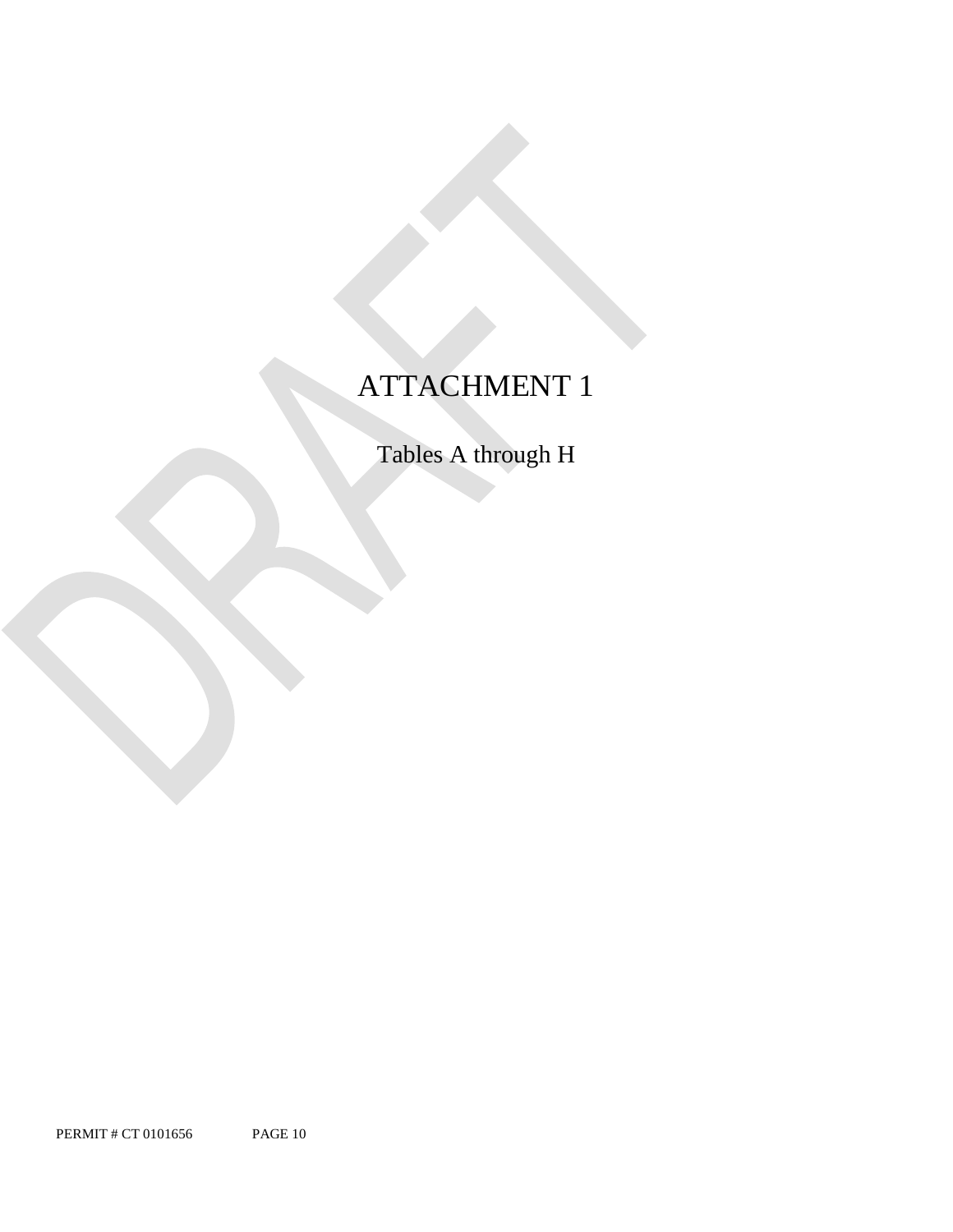# ATTACHMENT 1

## Tables A through H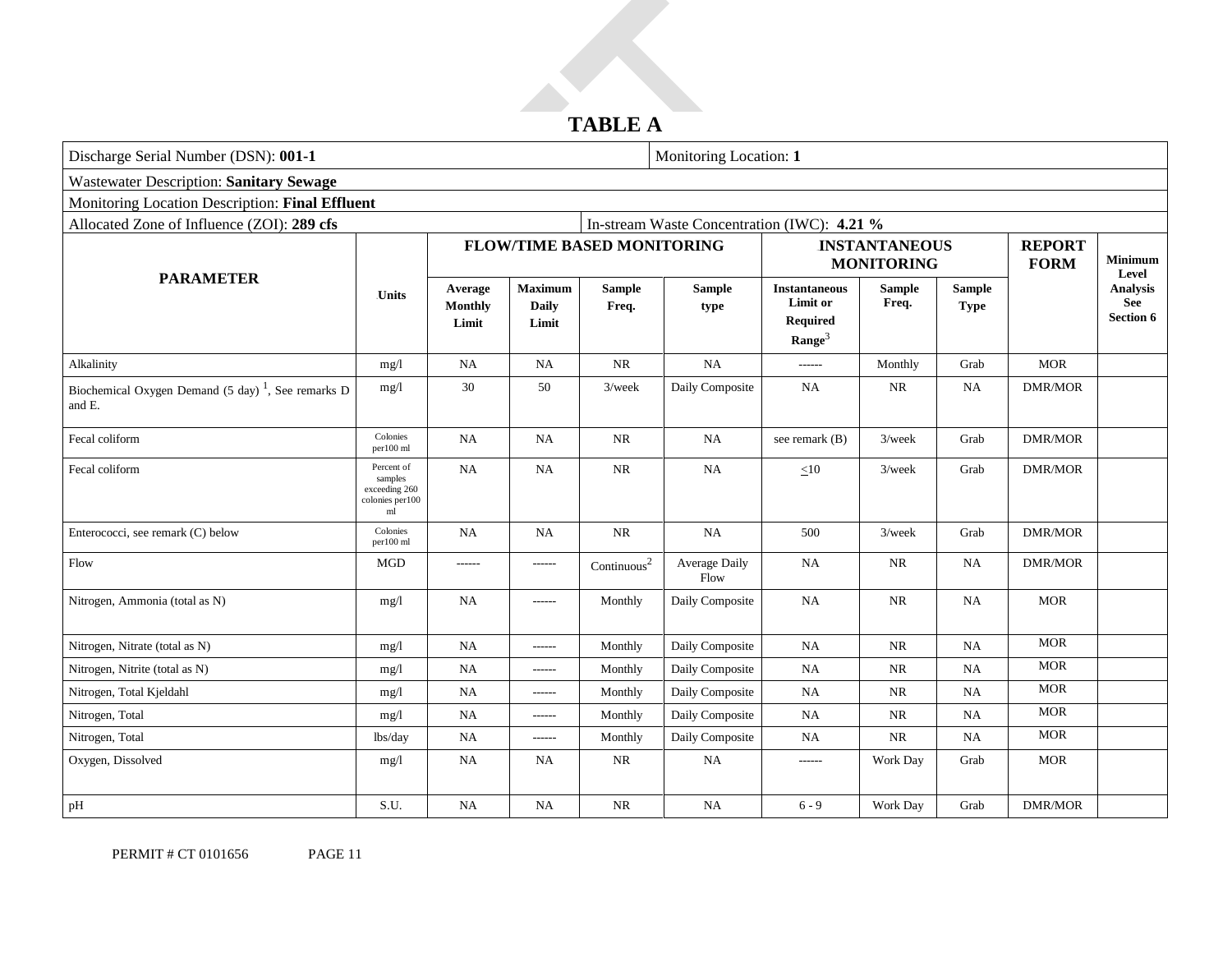# TABLE A

| Discharge Serial Number (DSN): **001-1** | | | | | | Monitoring Location: **1** | | | | |
|---|---|---|---|---|---|---|---|---|---|---|
| Wastewater Description: **Sanitary Sewage** | | | | | | | | | | |
| Monitoring Location Description: **Final Effluent** | | | | | | | | | | |
| Allocated Zone of Influence (ZOI): **289 cfs** | | | | | In-stream Waste Concentration (IWC): **4.21 %** | | | | | |
| **PARAMETER** | **Units** | **FLOW/TIME BASED MONITORING** | | | | **INSTANTANEOUS MONITORING** | | | **REPORT FORM** | **Minimum Level Analysis See Section 6** |
| | | **Average Monthly Limit** | **Maximum Daily Limit** | **Sample Freq.** | **Sample type** | **Instantaneous Limit or Required Range**[3] | **Sample Freq.** | **Sample Type** | | |
| Alkalinity | mg/l | NA | NA | NR | NA | ------ | Monthly | Grab | MOR | |
| Biochemical Oxygen Demand (5 day) [1], See remarks D and E. | mg/l | 30 | 50 | 3/week | Daily Composite | NA | NR | NA | DMR/MOR | |
| Fecal coliform | Colonies per100 ml | NA | NA | NR | NA | see remark (B) | 3/week | Grab | DMR/MOR | |
| Fecal coliform | Percent of samples exceeding 260 colonies per100 ml | NA | NA | NR | NA | <u><</u>10 | 3/week | Grab | DMR/MOR | |
| Enterococci, see remark (C) below | Colonies per100 ml | NA | NA | NR | NA | 500 | 3/week | Grab | DMR/MOR | |
| Flow | MGD | ------ | ------ | Continuous[2] | Average Daily Flow | NA | NR | NA | DMR/MOR | |
| Nitrogen, Ammonia (total as N) | mg/l | NA | ------ | Monthly | Daily Composite | NA | NR | NA | MOR | |
| Nitrogen, Nitrate (total as N) | mg/l | NA | ------ | Monthly | Daily Composite | NA | NR | NA | MOR | |
| Nitrogen, Nitrite (total as N) | mg/l | NA | ------ | Monthly | Daily Composite | NA | NR | NA | MOR | |
| Nitrogen, Total Kjeldahl | mg/l | NA | ------ | Monthly | Daily Composite | NA | NR | NA | MOR | |
| Nitrogen, Total | mg/l | NA | ------ | Monthly | Daily Composite | NA | NR | NA | MOR | |
| Nitrogen, Total | lbs/day | NA | ------ | Monthly | Daily Composite | NA | NR | NA | MOR | |
| Oxygen, Dissolved | mg/l | NA | NA | NR | NA | ------ | Work Day | Grab | MOR | |
| pH | S.U. | NA | NA | NR | NA | 6 - 9 | Work Day | Grab | DMR/MOR | |

PERMIT # CT 0101656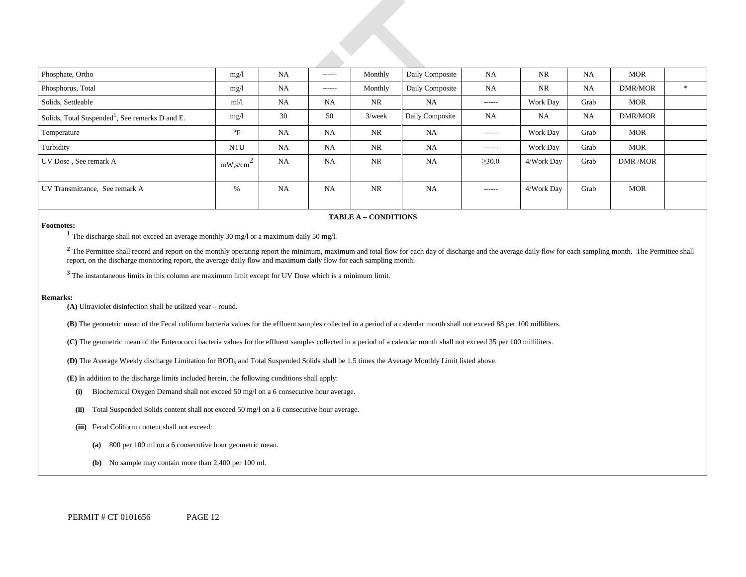| Phosphate, Ortho | mg/l | NA | ------ | Monthly | Daily Composite | NA | NR | NA | MOR | |
|---|---|---|---|---|---|---|---|---|---|---|
| Phosphorus, Total | mg/l | NA | ------ | Monthly | Daily Composite | NA | NR | NA | DMR/MOR | * |
| Solids, Settleable | ml/l | NA | NA | NR | NA | ------ | Work Day | Grab | MOR | |
| Solids, Total Suspended[1], See remarks D and E. | mg/l | 30 | 50 | 3/week | Daily Composite | NA | NA | NA | DMR/MOR | |
| Temperature | °F | NA | NA | NR | NA | ------ | Work Day | Grab | MOR | |
| Turbidity | NTU | NA | NA | NR | NA | ------ | Work Day | Grab | MOR | |
| UV Dose , See remark A | $mW,s/cm^2$ | NA | NA | NR | NA | ≥30.0 | 4/Work Day | Grab | DMR /MOR | |
| UV Transmittance, See remark A | % | NA | NA | NR | NA | ------ | 4/Work Day | Grab | MOR | |

**TABLE A – CONDITIONS**

**Footnotes:**

[1] The discharge shall not exceed an average monthly 30 mg/l or a maximum daily 50 mg/l.

[2] The Permittee shall record and report on the monthly operating report the minimum, maximum and total flow for each day of discharge and the average daily flow for each sampling month. The Permittee shall report, on the discharge monitoring report, the average daily flow and maximum daily flow for each sampling month.

[3] The instantaneous limits in this column are maximum limit except for UV Dose which is a minimum limit.

**Remarks:**

**(A)** Ultraviolet disinfection shall be utilized year – round.

**(B)** The geometric mean of the Fecal coliform bacteria values for the effluent samples collected in a period of a calendar month shall not exceed 88 per 100 milliliters.

**(C)** The geometric mean of the Enterococci bacteria values for the effluent samples collected in a period of a calendar month shall not exceed 35 per 100 milliliters.

**(D)** The Average Weekly discharge Limitation for $BOD_5$ and Total Suspended Solids shall be 1.5 times the Average Monthly Limit listed above.

**(E)** In addition to the discharge limits included herein, the following conditions shall apply:

- **(i)** Biochemical Oxygen Demand shall not exceed 50 mg/l on a 6 consecutive hour average.
- **(ii)** Total Suspended Solids content shall not exceed 50 mg/l on a 6 consecutive hour average.
- **(iii)** Fecal Coliform content shall not exceed:
  - **(a)** 800 per 100 ml on a 6 consecutive hour geometric mean.
  - **(b)** No sample may contain more than 2,400 per 100 ml.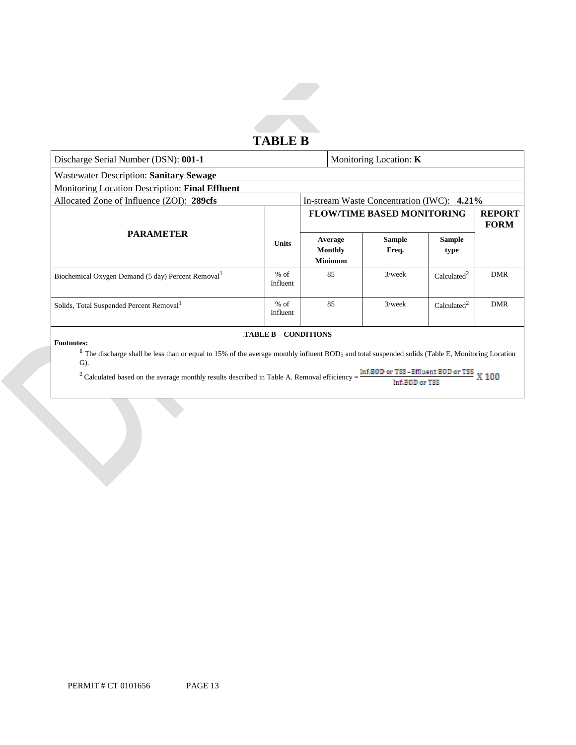# TABLE B

| Discharge Serial Number (DSN): **001-1** | | Monitoring Location: **K** | | | |
|---|---|---|---|---|---|
| Wastewater Description: **Sanitary Sewage** | | | | | |
| Monitoring Location Description: **Final Effluent** | | | | | |
| Allocated Zone of Influence (ZOI): **289cfs** | | In-stream Waste Concentration (IWC): **4.21%** | | | |
| **PARAMETER** | **Units** | **FLOW/TIME BASED MONITORING** | | | **REPORT FORM** |
| | | **Average Monthly Minimum** | **Sample Freq.** | **Sample type** | |
| Biochemical Oxygen Demand (5 day) Percent Removal[1] | % of Influent | 85 | 3/week | Calculated[2] | DMR |
| Solids, Total Suspended Percent Removal[1] | % of Influent | 85 | 3/week | Calculated[2] | DMR |

**TABLE B – CONDITIONS**

**Footnotes:**

[1] The discharge shall be less than or equal to 15% of the average monthly influent $BOD_5$ and total suspended solids (Table E, Monitoring Location G).

[2] Calculated based on the average monthly results described in Table A. Removal efficiency = $\frac{\text{Inf.BOD or TSS} - \text{Effluent BOD or TSS}}{\text{Inf.BOD or TSS}} \text{ X } 100$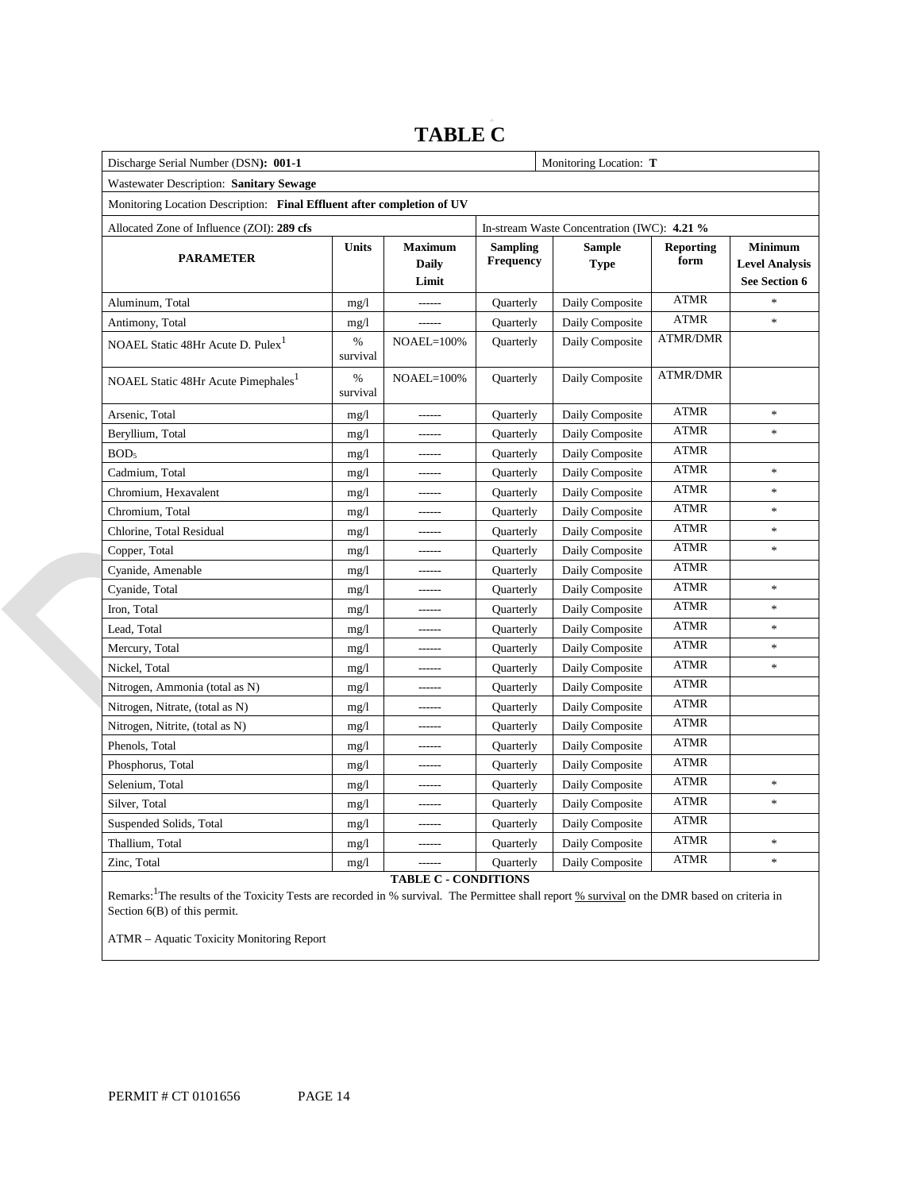# TABLE C

| Discharge Serial Number (DSN): **001-1** | | | | Monitoring Location: **T** | | |
|---|---|---|---|---|---|---|
| Wastewater Description: **Sanitary Sewage** | | | | | | |
| Monitoring Location Description: **Final Effluent after completion of UV** | | | | | | |
| Allocated Zone of Influence (ZOI): **289 cfs** | | | In-stream Waste Concentration (IWC): **4.21 %** | | | |
| **PARAMETER** | **Units** | **Maximum Daily Limit** | **Sampling Frequency** | **Sample Type** | **Reporting form** | **Minimum Level Analysis See Section 6** |
| Aluminum, Total | mg/l | ------ | Quarterly | Daily Composite | ATMR | * |
| Antimony, Total | mg/l | ------ | Quarterly | Daily Composite | ATMR | * |
| NOAEL Static 48Hr Acute D. Pulex[1] | % survival | NOAEL=100% | Quarterly | Daily Composite | ATMR/DMR | |
| NOAEL Static 48Hr Acute Pimephales[1] | % survival | NOAEL=100% | Quarterly | Daily Composite | ATMR/DMR | |
| Arsenic, Total | mg/l | ------ | Quarterly | Daily Composite | ATMR | * |
| Beryllium, Total | mg/l | ------ | Quarterly | Daily Composite | ATMR | * |
| $BOD_5$ | mg/l | ------ | Quarterly | Daily Composite | ATMR | |
| Cadmium, Total | mg/l | ------ | Quarterly | Daily Composite | ATMR | * |
| Chromium, Hexavalent | mg/l | ------ | Quarterly | Daily Composite | ATMR | * |
| Chromium, Total | mg/l | ------ | Quarterly | Daily Composite | ATMR | * |
| Chlorine, Total Residual | mg/l | ------ | Quarterly | Daily Composite | ATMR | * |
| Copper, Total | mg/l | ------ | Quarterly | Daily Composite | ATMR | * |
| Cyanide, Amenable | mg/l | ------ | Quarterly | Daily Composite | ATMR | |
| Cyanide, Total | mg/l | ------ | Quarterly | Daily Composite | ATMR | * |
| Iron, Total | mg/l | ------ | Quarterly | Daily Composite | ATMR | * |
| Lead, Total | mg/l | ------ | Quarterly | Daily Composite | ATMR | * |
| Mercury, Total | mg/l | ------ | Quarterly | Daily Composite | ATMR | * |
| Nickel, Total | mg/l | ------ | Quarterly | Daily Composite | ATMR | * |
| Nitrogen, Ammonia (total as N) | mg/l | ------ | Quarterly | Daily Composite | ATMR | |
| Nitrogen, Nitrate, (total as N) | mg/l | ------ | Quarterly | Daily Composite | ATMR | |
| Nitrogen, Nitrite, (total as N) | mg/l | ------ | Quarterly | Daily Composite | ATMR | |
| Phenols, Total | mg/l | ------ | Quarterly | Daily Composite | ATMR | |
| Phosphorus, Total | mg/l | ------ | Quarterly | Daily Composite | ATMR | |
| Selenium, Total | mg/l | ------ | Quarterly | Daily Composite | ATMR | * |
| Silver, Total | mg/l | ------ | Quarterly | Daily Composite | ATMR | * |
| Suspended Solids, Total | mg/l | ------ | Quarterly | Daily Composite | ATMR | |
| Thallium, Total | mg/l | ------ | Quarterly | Daily Composite | ATMR | * |
| Zinc, Total | mg/l | ------ | Quarterly | Daily Composite | ATMR | * |

**TABLE C - CONDITIONS**

Remarks:[1]The results of the Toxicity Tests are recorded in % survival. The Permittee shall report % survival on the DMR based on criteria in Section 6(B) of this permit.

ATMR – Aquatic Toxicity Monitoring Report

PERMIT # CT 0101656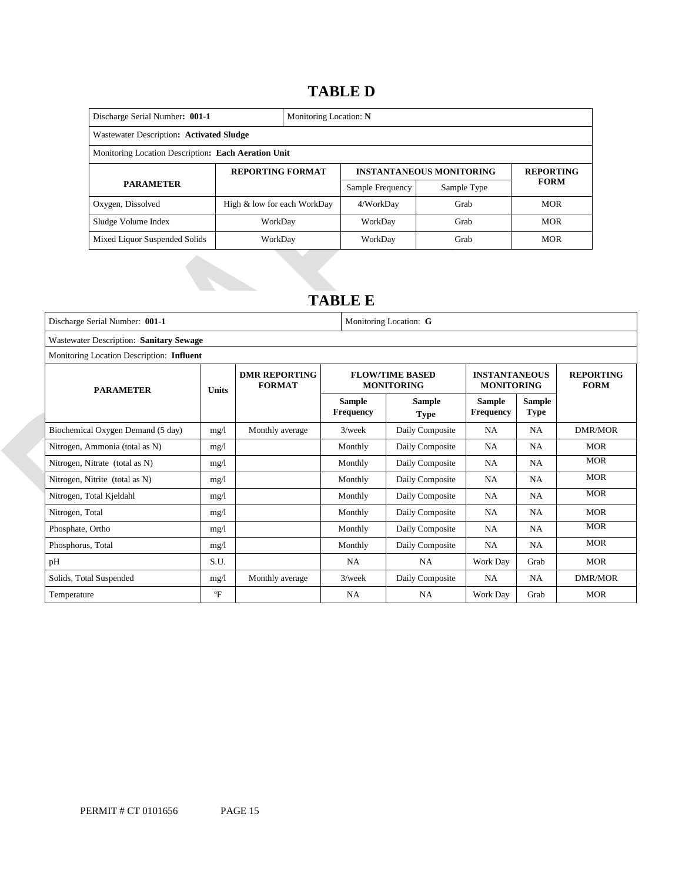# TABLE D

| Discharge Serial Number: **001-1** | | Monitoring Location: **N** | | |
|---|---|---|---|---|
| Wastewater Description**: Activated Sludge** | | | | |
| Monitoring Location Description**: Each Aeration Unit** | | | | |
| **PARAMETER** | **REPORTING FORMAT** | **INSTANTANEOUS MONITORING** | | **REPORTING FORM** |
| | | Sample Frequency | Sample Type | |
| Oxygen, Dissolved | High & low for each WorkDay | 4/WorkDay | Grab | MOR |
| Sludge Volume Index | WorkDay | WorkDay | Grab | MOR |
| Mixed Liquor Suspended Solids | WorkDay | WorkDay | Grab | MOR |

# TABLE E

| Discharge Serial Number: **001-1** | | | Monitoring Location: **G** | | | | |
|---|---|---|---|---|---|---|---|
| Wastewater Description: **Sanitary Sewage** | | | | | | | |
| Monitoring Location Description: **Influent** | | | | | | | |
| **PARAMETER** | **Units** | **DMR REPORTING FORMAT** | **FLOW/TIME BASED MONITORING** | | **INSTANTANEOUS MONITORING** | | **REPORTING FORM** |
| | | | **Sample Frequency** | **Sample Type** | **Sample Frequency** | **Sample Type** | |
| Biochemical Oxygen Demand (5 day) | mg/l | Monthly average | 3/week | Daily Composite | NA | NA | DMR/MOR |
| Nitrogen, Ammonia (total as N) | mg/l | | Monthly | Daily Composite | NA | NA | MOR |
| Nitrogen, Nitrate (total as N) | mg/l | | Monthly | Daily Composite | NA | NA | MOR |
| Nitrogen, Nitrite (total as N) | mg/l | | Monthly | Daily Composite | NA | NA | MOR |
| Nitrogen, Total Kjeldahl | mg/l | | Monthly | Daily Composite | NA | NA | MOR |
| Nitrogen, Total | mg/l | | Monthly | Daily Composite | NA | NA | MOR |
| Phosphate, Ortho | mg/l | | Monthly | Daily Composite | NA | NA | MOR |
| Phosphorus, Total | mg/l | | Monthly | Daily Composite | NA | NA | MOR |
| pH | S.U. | | NA | NA | Work Day | Grab | MOR |
| Solids, Total Suspended | mg/l | Monthly average | 3/week | Daily Composite | NA | NA | DMR/MOR |
| Temperature | °F | | NA | NA | Work Day | Grab | MOR |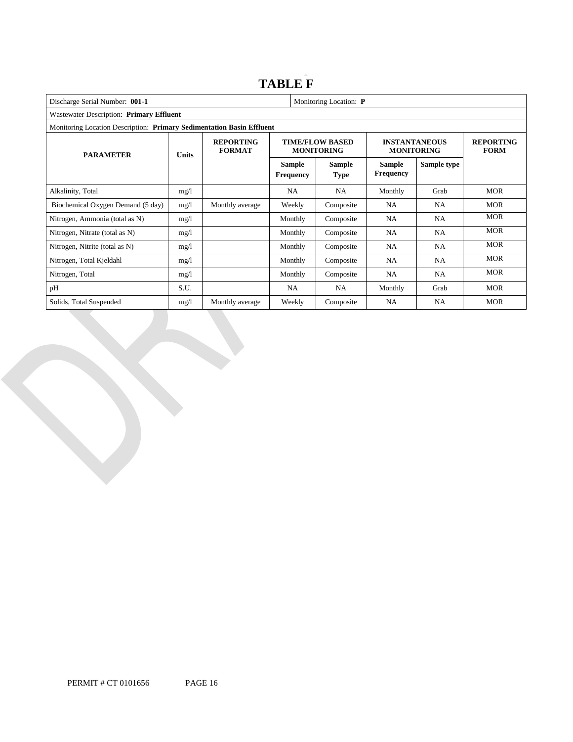# TABLE F

| Discharge Serial Number: **001-1** | | | | | Monitoring Location: **P** | | |
|---|---|---|---|---|---|---|---|
| Wastewater Description: **Primary Effluent** | | | | | | | |
| Monitoring Location Description: **Primary Sedimentation Basin Effluent** | | | | | | | |
| **PARAMETER** | **Units** | **REPORTING FORMAT** | **TIME/FLOW BASED MONITORING** | | **INSTANTANEOUS MONITORING** | | **REPORTING FORM** |
| | | | **Sample Frequency** | **Sample Type** | **Sample Frequency** | **Sample type** | |
| Alkalinity, Total | mg/l | | NA | NA | Monthly | Grab | MOR |
| Biochemical Oxygen Demand (5 day) | mg/l | Monthly average | Weekly | Composite | NA | NA | MOR |
| Nitrogen, Ammonia (total as N) | mg/l | | Monthly | Composite | NA | NA | MOR |
| Nitrogen, Nitrate (total as N) | mg/l | | Monthly | Composite | NA | NA | MOR |
| Nitrogen, Nitrite (total as N) | mg/l | | Monthly | Composite | NA | NA | MOR |
| Nitrogen, Total Kjeldahl | mg/l | | Monthly | Composite | NA | NA | MOR |
| Nitrogen, Total | mg/l | | Monthly | Composite | NA | NA | MOR |
| pH | S.U. | | NA | NA | Monthly | Grab | MOR |
| Solids, Total Suspended | mg/l | Monthly average | Weekly | Composite | NA | NA | MOR |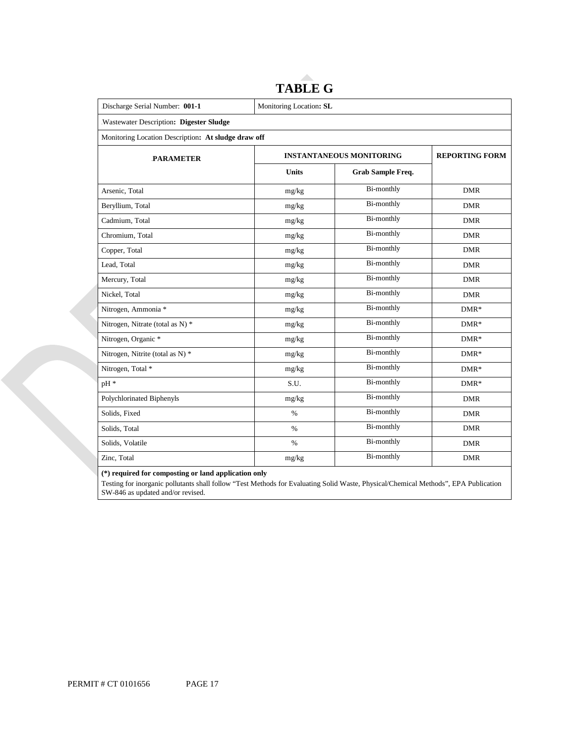# TABLE G

| Discharge Serial Number: **001-1** | Monitoring Location**: SL** | | |
|---|---|---|---|
| Wastewater Description**: Digester Sludge** | | | |
| Monitoring Location Description**: At sludge draw off** | | | |
| **PARAMETER** | **INSTANTANEOUS MONITORING** | | **REPORTING FORM** |
| | **Units** | **Grab Sample Freq.** | |
| Arsenic, Total | mg/kg | Bi-monthly | DMR |
| Beryllium, Total | mg/kg | Bi-monthly | DMR |
| Cadmium, Total | mg/kg | Bi-monthly | DMR |
| Chromium, Total | mg/kg | Bi-monthly | DMR |
| Copper, Total | mg/kg | Bi-monthly | DMR |
| Lead, Total | mg/kg | Bi-monthly | DMR |
| Mercury, Total | mg/kg | Bi-monthly | DMR |
| Nickel, Total | mg/kg | Bi-monthly | DMR |
| Nitrogen, Ammonia * | mg/kg | Bi-monthly | DMR* |
| Nitrogen, Nitrate (total as N) * | mg/kg | Bi-monthly | DMR* |
| Nitrogen, Organic * | mg/kg | Bi-monthly | DMR* |
| Nitrogen, Nitrite (total as N) * | mg/kg | Bi-monthly | DMR* |
| Nitrogen, Total * | mg/kg | Bi-monthly | DMR* |
| pH * | S.U. | Bi-monthly | DMR* |
| Polychlorinated Biphenyls | mg/kg | Bi-monthly | DMR |
| Solids, Fixed | % | Bi-monthly | DMR |
| Solids, Total | % | Bi-monthly | DMR |
| Solids, Volatile | % | Bi-monthly | DMR |
| Zinc, Total | mg/kg | Bi-monthly | DMR |

**(*) required for composting or land application only**

Testing for inorganic pollutants shall follow "Test Methods for Evaluating Solid Waste, Physical/Chemical Methods", EPA Publication SW-846 as updated and/or revised.

PERMIT # CT 0101656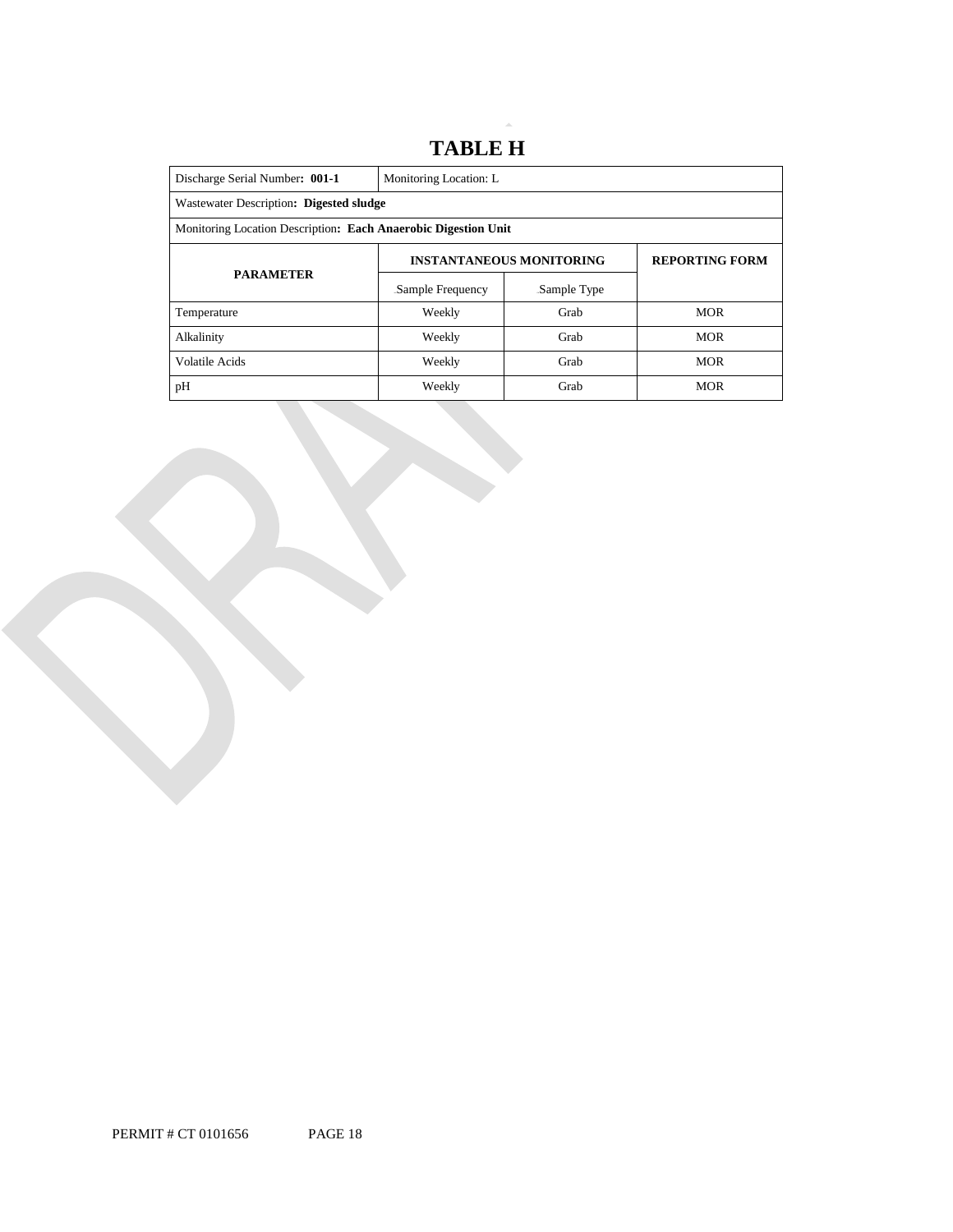# TABLE H

| Discharge Serial Number: **001-1** | Monitoring Location: L | | |
|---|---|---|---|
| Wastewater Description**: Digested sludge** | | | |
| Monitoring Location Description**: Each Anaerobic Digestion Unit** | | | |
| **PARAMETER** | **INSTANTANEOUS MONITORING** | | **REPORTING FORM** |
| | Sample Frequency | Sample Type | |
| Temperature | Weekly | Grab | MOR |
| Alkalinity | Weekly | Grab | MOR |
| Volatile Acids | Weekly | Grab | MOR |
| pH | Weekly | Grab | MOR |

PERMIT # CT 0101656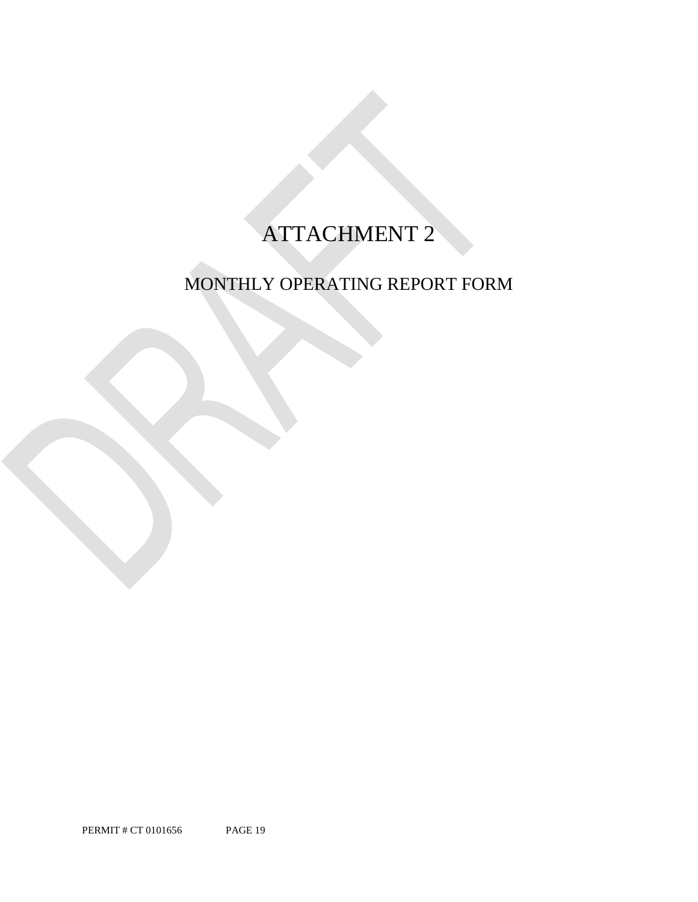# ATTACHMENT 2

## MONTHLY OPERATING REPORT FORM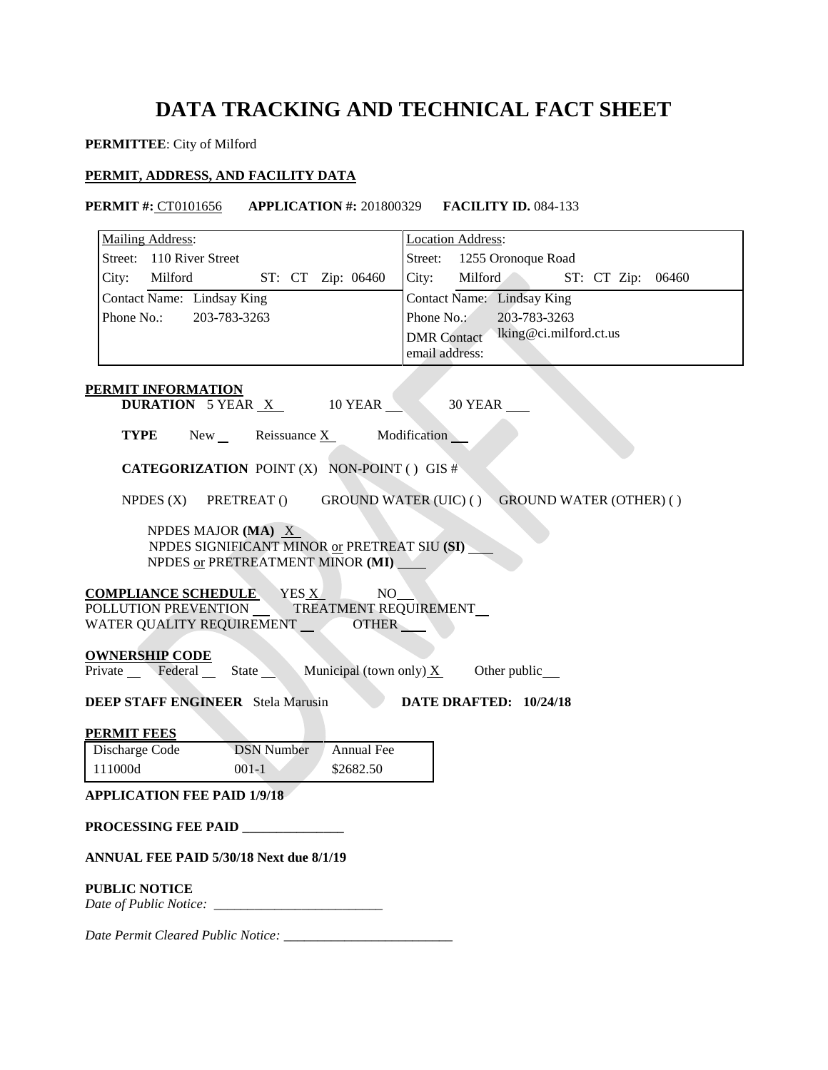# DATA TRACKING AND TECHNICAL FACT SHEET

**PERMITTEE**: City of Milford

**PERMIT, ADDRESS, AND FACILITY DATA**

**PERMIT #:** CT0101656 **APPLICATION #:** 201800329 **FACILITY ID.** 084-133

| Mailing Address: | Location Address: |
|---|---|
| Street: 110 River Street | Street: 1255 Oronoque Road |
| City: Milford ST: CT Zip: 06460 | City: Milford ST: CT Zip: 06460 |
| Contact Name: Lindsay King | Contact Name: Lindsay King |
| Phone No.: 203-783-3263 | Phone No.: 203-783-3263 |
| | DMR Contact email address: lking@ci.milford.ct.us |

**PERMIT INFORMATION**

**DURATION** 5 YEAR X 10 YEAR ___ 30 YEAR ___

**TYPE** New ___ Reissuance X Modification ___

**CATEGORIZATION** POINT (X) NON-POINT ( ) GIS #

NPDES (X) PRETREAT () GROUND WATER (UIC) ( ) GROUND WATER (OTHER) ( )

NPDES MAJOR **(MA)** X
NPDES SIGNIFICANT MINOR or PRETREAT SIU **(SI)** ___
NPDES or PRETREATMENT MINOR **(MI)** ___

**COMPLIANCE SCHEDULE** YES X NO ___
POLLUTION PREVENTION ___ TREATMENT REQUIREMENT ___
WATER QUALITY REQUIREMENT ___ OTHER ___

**OWNERSHIP CODE**
Private ___ Federal ___ State ___ Municipal (town only) X Other public ___

**DEEP STAFF ENGINEER** Stela Marusin **DATE DRAFTED: 10/24/18**

**PERMIT FEES**

| Discharge Code | DSN Number | Annual Fee |
|---|---|---|
| 111000d | 001-1 | $2682.50 |

**APPLICATION FEE PAID 1/9/18**

**PROCESSING FEE PAID _______________**

**ANNUAL FEE PAID 5/30/18 Next due 8/1/19**

**PUBLIC NOTICE**
*Date of Public Notice:* _________________________

*Date Permit Cleared Public Notice:* _________________________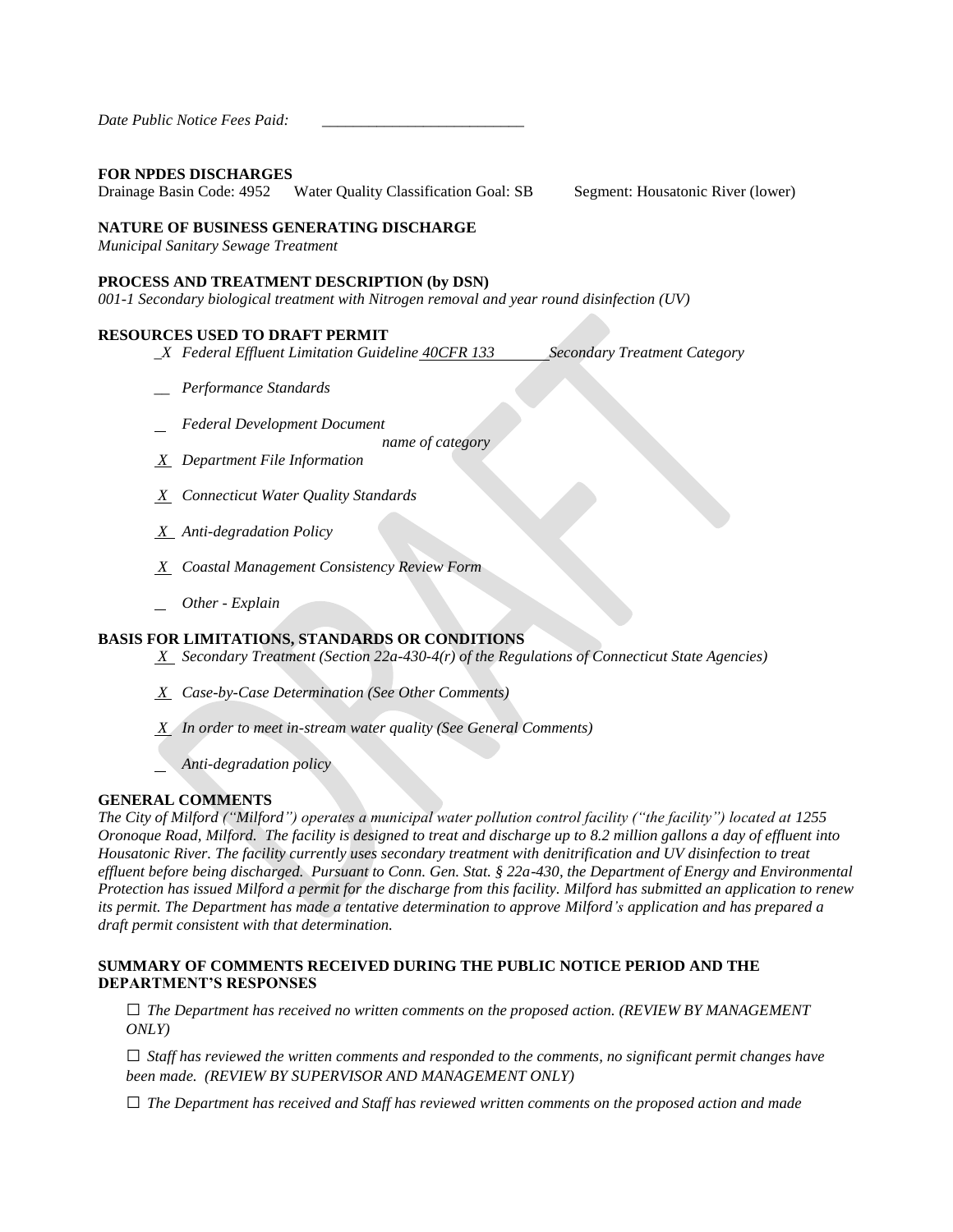*Date Public Notice Fees Paid:* ___________________________

**FOR NPDES DISCHARGES**

Drainage Basin Code: 4952 Water Quality Classification Goal: SB Segment: Housatonic River (lower)

**NATURE OF BUSINESS GENERATING DISCHARGE**

*Municipal Sanitary Sewage Treatment*

**PROCESS AND TREATMENT DESCRIPTION (by DSN)**

*001-1 Secondary biological treatment with Nitrogen removal and year round disinfection (UV)*

**RESOURCES USED TO DRAFT PERMIT**

_X *Federal Effluent Limitation Guideline* *40CFR 133* *Secondary Treatment Category*

__ *Performance Standards*

_ *Federal Development Document*
*name of category*

X *Department File Information*

X *Connecticut Water Quality Standards*

X *Anti-degradation Policy*

X *Coastal Management Consistency Review Form*

_ *Other - Explain*

**BASIS FOR LIMITATIONS, STANDARDS OR CONDITIONS**

X *Secondary Treatment (Section 22a-430-4(r) of the Regulations of Connecticut State Agencies)*

X *Case-by-Case Determination (See Other Comments)*

X *In order to meet in-stream water quality (See General Comments)*

_ *Anti-degradation policy*

**GENERAL COMMENTS**

*The City of Milford ("Milford") operates a municipal water pollution control facility ("the facility") located at 1255 Oronoque Road, Milford. The facility is designed to treat and discharge up to 8.2 million gallons a day of effluent into Housatonic River. The facility currently uses secondary treatment with denitrification and UV disinfection to treat effluent before being discharged. Pursuant to Conn. Gen. Stat. § 22a-430, the Department of Energy and Environmental Protection has issued Milford a permit for the discharge from this facility. Milford has submitted an application to renew its permit. The Department has made a tentative determination to approve Milford's application and has prepared a draft permit consistent with that determination.*

**SUMMARY OF COMMENTS RECEIVED DURING THE PUBLIC NOTICE PERIOD AND THE DEPARTMENT'S RESPONSES**

☐ *The Department has received no written comments on the proposed action. (REVIEW BY MANAGEMENT ONLY)*

☐ *Staff has reviewed the written comments and responded to the comments, no significant permit changes have been made. (REVIEW BY SUPERVISOR AND MANAGEMENT ONLY)*

☐ *The Department has received and Staff has reviewed written comments on the proposed action and made*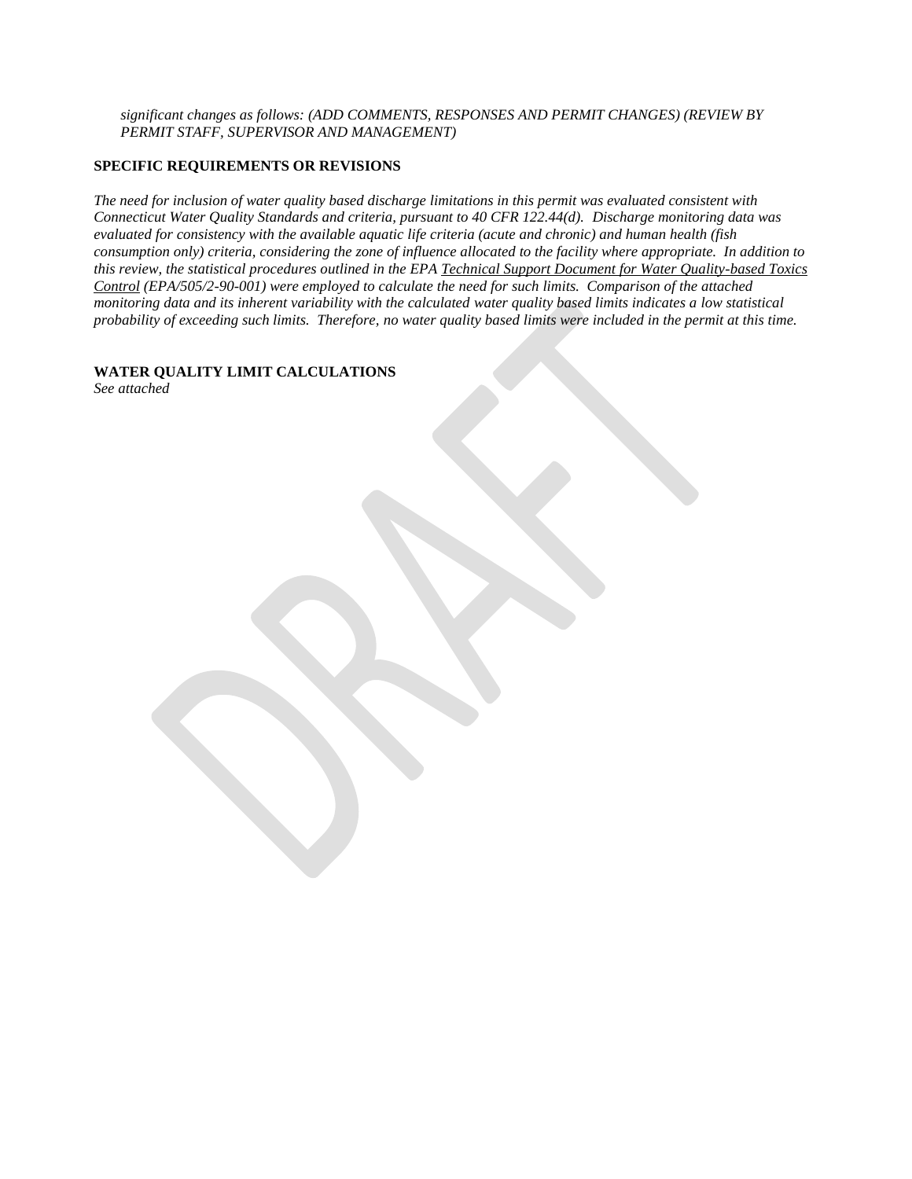*significant changes as follows: (ADD COMMENTS, RESPONSES AND PERMIT CHANGES) (REVIEW BY PERMIT STAFF, SUPERVISOR AND MANAGEMENT)*

**SPECIFIC REQUIREMENTS OR REVISIONS**

*The need for inclusion of water quality based discharge limitations in this permit was evaluated consistent with Connecticut Water Quality Standards and criteria, pursuant to 40 CFR 122.44(d). Discharge monitoring data was evaluated for consistency with the available aquatic life criteria (acute and chronic) and human health (fish consumption only) criteria, considering the zone of influence allocated to the facility where appropriate. In addition to this review, the statistical procedures outlined in the EPA Technical Support Document for Water Quality-based Toxics Control (EPA/505/2-90-001) were employed to calculate the need for such limits. Comparison of the attached monitoring data and its inherent variability with the calculated water quality based limits indicates a low statistical probability of exceeding such limits. Therefore, no water quality based limits were included in the permit at this time.*

**WATER QUALITY LIMIT CALCULATIONS**

*See attached*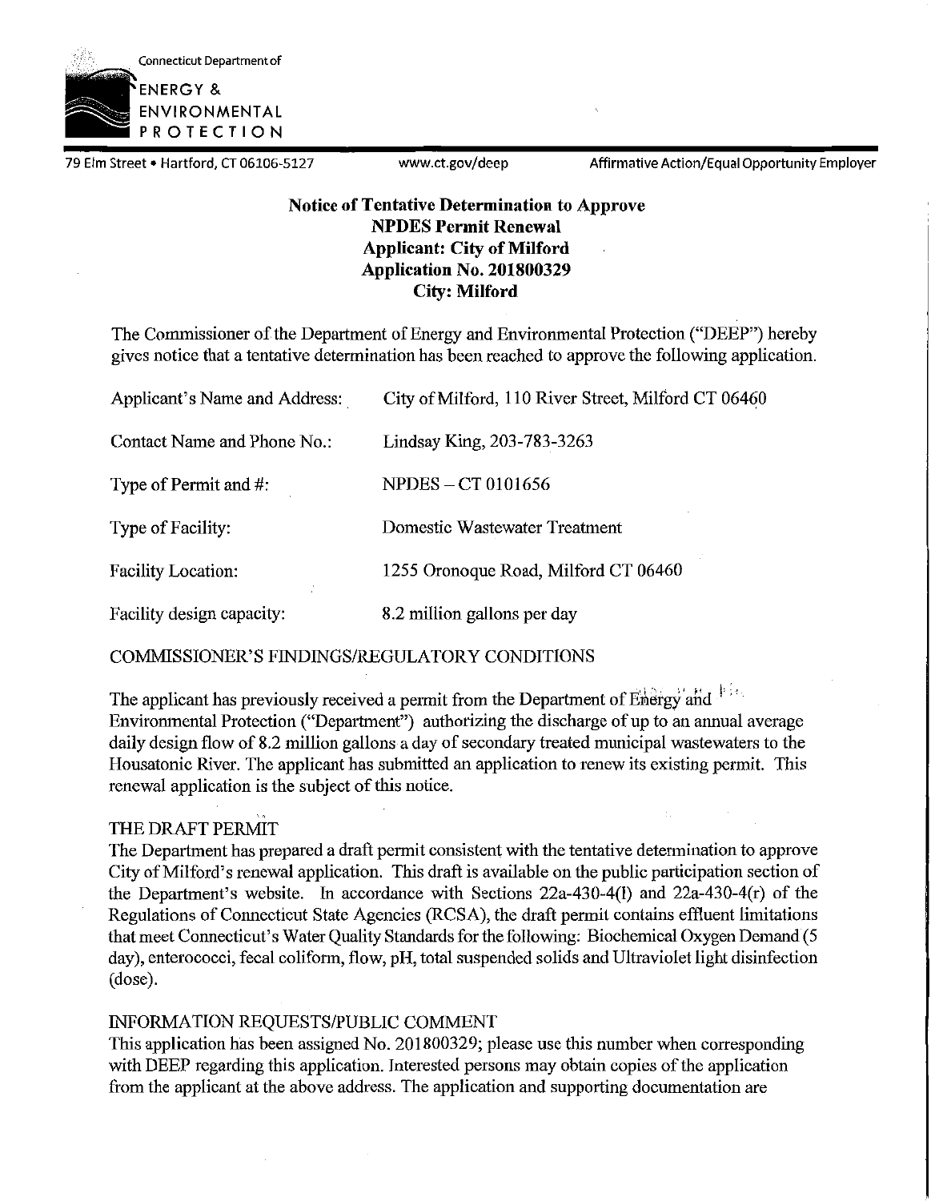Connecticut Department of

ENERGY & ENVIRONMENTAL PROTECTION

79 Elm Street • Hartford, CT 06106-5127 www.ct.gov/deep Affirmative Action/Equal Opportunity Employer

**Notice of Tentative Determination to Approve**
**NPDES Permit Renewal**
**Applicant: City of Milford**
**Application No. 201800329**
**City: Milford**

The Commissioner of the Department of Energy and Environmental Protection ("DEEP") hereby gives notice that a tentative determination has been reached to approve the following application.

| | |
|---|---|
| Applicant's Name and Address: | City of Milford, 110 River Street, Milford CT 06460 |
| Contact Name and Phone No.: | Lindsay King, 203-783-3263 |
| Type of Permit and #: | NPDES – CT 0101656 |
| Type of Facility: | Domestic Wastewater Treatment |
| Facility Location: | 1255 Oronoque Road, Milford CT 06460 |
| Facility design capacity: | 8.2 million gallons per day |

COMMISSIONER'S FINDINGS/REGULATORY CONDITIONS

The applicant has previously received a permit from the Department of Energy and Environmental Protection ("Department") authorizing the discharge of up to an annual average daily design flow of 8.2 million gallons a day of secondary treated municipal wastewaters to the Housatonic River. The applicant has submitted an application to renew its existing permit. This renewal application is the subject of this notice.

THE DRAFT PERMIT

The Department has prepared a draft permit consistent with the tentative determination to approve City of Milford's renewal application. This draft is available on the public participation section of the Department's website. In accordance with Sections 22a-430-4(l) and 22a-430-4(r) of the Regulations of Connecticut State Agencies (RCSA), the draft permit contains effluent limitations that meet Connecticut's Water Quality Standards for the following: Biochemical Oxygen Demand (5 day), enterococci, fecal coliform, flow, pH, total suspended solids and Ultraviolet light disinfection (dose).

INFORMATION REQUESTS/PUBLIC COMMENT

This application has been assigned No. 201800329; please use this number when corresponding with DEEP regarding this application. Interested persons may obtain copies of the application from the applicant at the above address. The application and supporting documentation are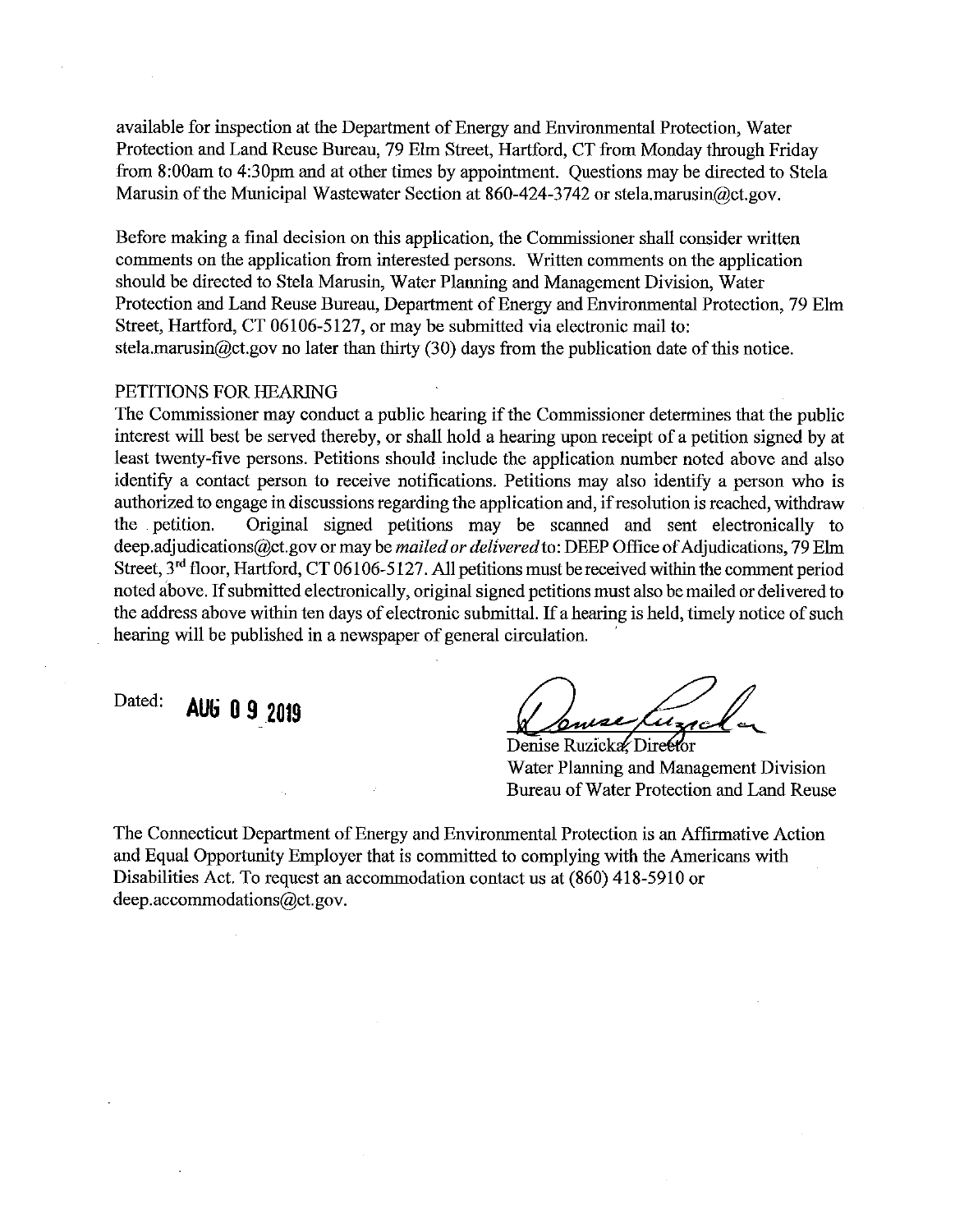available for inspection at the Department of Energy and Environmental Protection, Water Protection and Land Reuse Bureau, 79 Elm Street, Hartford, CT from Monday through Friday from 8:00am to 4:30pm and at other times by appointment. Questions may be directed to Stela Marusin of the Municipal Wastewater Section at 860-424-3742 or stela.marusin@ct.gov.

Before making a final decision on this application, the Commissioner shall consider written comments on the application from interested persons. Written comments on the application should be directed to Stela Marusin, Water Planning and Management Division, Water Protection and Land Reuse Bureau, Department of Energy and Environmental Protection, 79 Elm Street, Hartford, CT 06106-5127, or may be submitted via electronic mail to: stela.marusin@ct.gov no later than thirty (30) days from the publication date of this notice.

PETITIONS FOR HEARING

The Commissioner may conduct a public hearing if the Commissioner determines that the public interest will best be served thereby, or shall hold a hearing upon receipt of a petition signed by at least twenty-five persons. Petitions should include the application number noted above and also identify a contact person to receive notifications. Petitions may also identify a person who is authorized to engage in discussions regarding the application and, if resolution is reached, withdraw the petition. Original signed petitions may be scanned and sent electronically to deep.adjudications@ct.gov or may be *mailed or delivered* to: DEEP Office of Adjudications, 79 Elm Street, 3rd floor, Hartford, CT 06106-5127. All petitions must be received within the comment period noted above. If submitted electronically, original signed petitions must also be mailed or delivered to the address above within ten days of electronic submittal. If a hearing is held, timely notice of such hearing will be published in a newspaper of general circulation.

Dated: **AUG 0 9 2019**

Denise Ruzicka, Director
Water Planning and Management Division
Bureau of Water Protection and Land Reuse

The Connecticut Department of Energy and Environmental Protection is an Affirmative Action and Equal Opportunity Employer that is committed to complying with the Americans with Disabilities Act. To request an accommodation contact us at (860) 418-5910 or deep.accommodations@ct.gov.